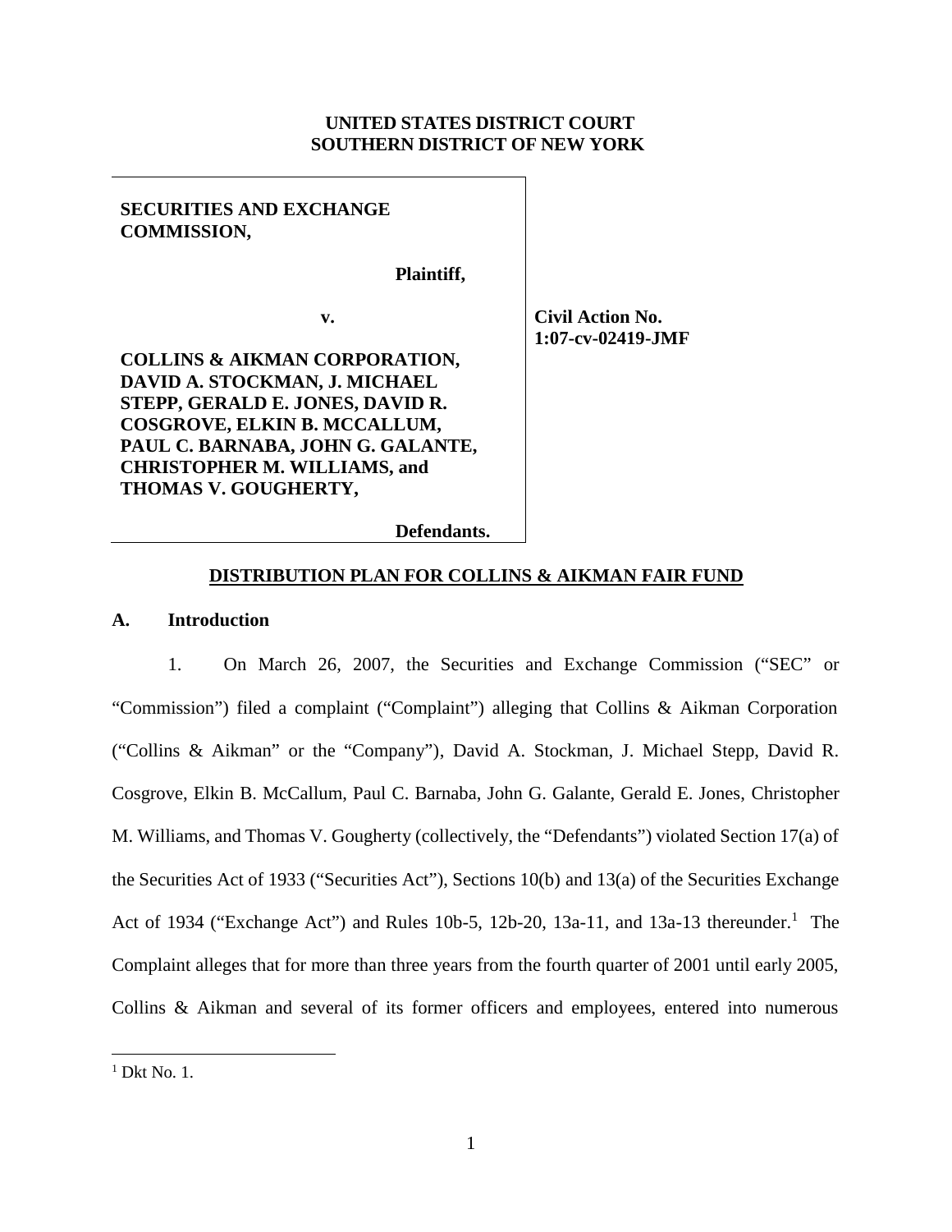**UNITED STATES DISTRICT COURT**
**SOUTHERN DISTRICT OF NEW YORK**

| | |
|---|---|
| **SECURITIES AND EXCHANGE COMMISSION,**<br><br>**Plaintiff,**<br><br>**v.**<br><br>**COLLINS & AIKMAN CORPORATION, DAVID A. STOCKMAN, J. MICHAEL STEPP, GERALD E. JONES, DAVID R. COSGROVE, ELKIN B. MCCALLUM, PAUL C. BARNABA, JOHN G. GALANTE, CHRISTOPHER M. WILLIAMS, and THOMAS V. GOUGHERTY,**<br><br>**Defendants.** | **Civil Action No. 1:07-cv-02419-JMF** |

**DISTRIBUTION PLAN FOR COLLINS & AIKMAN FAIR FUND**

## A. Introduction

1. On March 26, 2007, the Securities and Exchange Commission ("SEC" or "Commission") filed a complaint ("Complaint") alleging that Collins & Aikman Corporation ("Collins & Aikman" or the "Company"), David A. Stockman, J. Michael Stepp, David R. Cosgrove, Elkin B. McCallum, Paul C. Barnaba, John G. Galante, Gerald E. Jones, Christopher M. Williams, and Thomas V. Gougherty (collectively, the "Defendants") violated Section 17(a) of the Securities Act of 1933 ("Securities Act"), Sections 10(b) and 13(a) of the Securities Exchange Act of 1934 ("Exchange Act") and Rules 10b-5, 12b-20, 13a-11, and 13a-13 thereunder.[1] The Complaint alleges that for more than three years from the fourth quarter of 2001 until early 2005, Collins & Aikman and several of its former officers and employees, entered into numerous

[1] Dkt No. 1.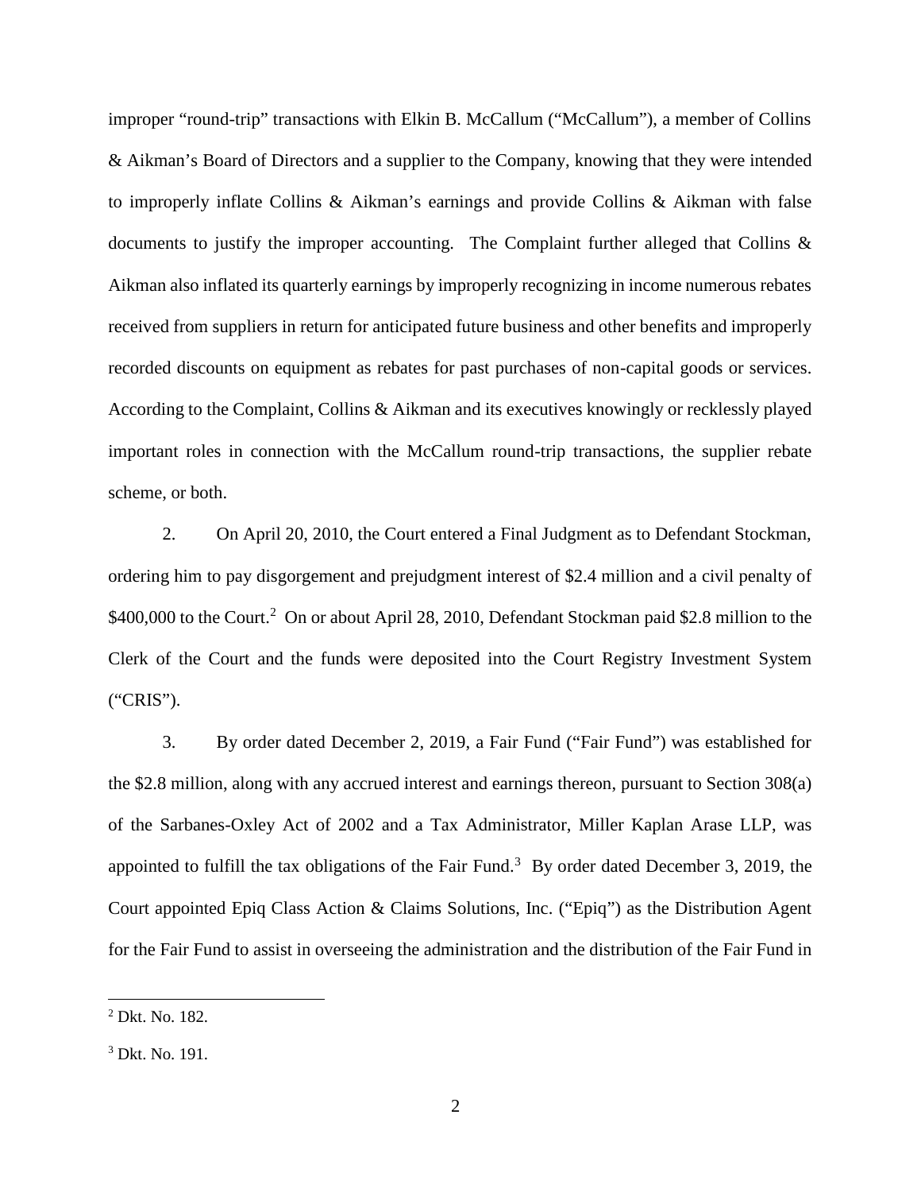improper "round-trip" transactions with Elkin B. McCallum ("McCallum"), a member of Collins & Aikman's Board of Directors and a supplier to the Company, knowing that they were intended to improperly inflate Collins & Aikman's earnings and provide Collins & Aikman with false documents to justify the improper accounting. The Complaint further alleged that Collins & Aikman also inflated its quarterly earnings by improperly recognizing in income numerous rebates received from suppliers in return for anticipated future business and other benefits and improperly recorded discounts on equipment as rebates for past purchases of non-capital goods or services. According to the Complaint, Collins & Aikman and its executives knowingly or recklessly played important roles in connection with the McCallum round-trip transactions, the supplier rebate scheme, or both.

2. On April 20, 2010, the Court entered a Final Judgment as to Defendant Stockman, ordering him to pay disgorgement and prejudgment interest of $2.4 million and a civil penalty of $400,000 to the Court.[2] On or about April 28, 2010, Defendant Stockman paid $2.8 million to the Clerk of the Court and the funds were deposited into the Court Registry Investment System ("CRIS").

3. By order dated December 2, 2019, a Fair Fund ("Fair Fund") was established for the $2.8 million, along with any accrued interest and earnings thereon, pursuant to Section 308(a) of the Sarbanes-Oxley Act of 2002 and a Tax Administrator, Miller Kaplan Arase LLP, was appointed to fulfill the tax obligations of the Fair Fund.[3] By order dated December 3, 2019, the Court appointed Epiq Class Action & Claims Solutions, Inc. ("Epiq") as the Distribution Agent for the Fair Fund to assist in overseeing the administration and the distribution of the Fair Fund in

[2] Dkt. No. 182.

[3] Dkt. No. 191.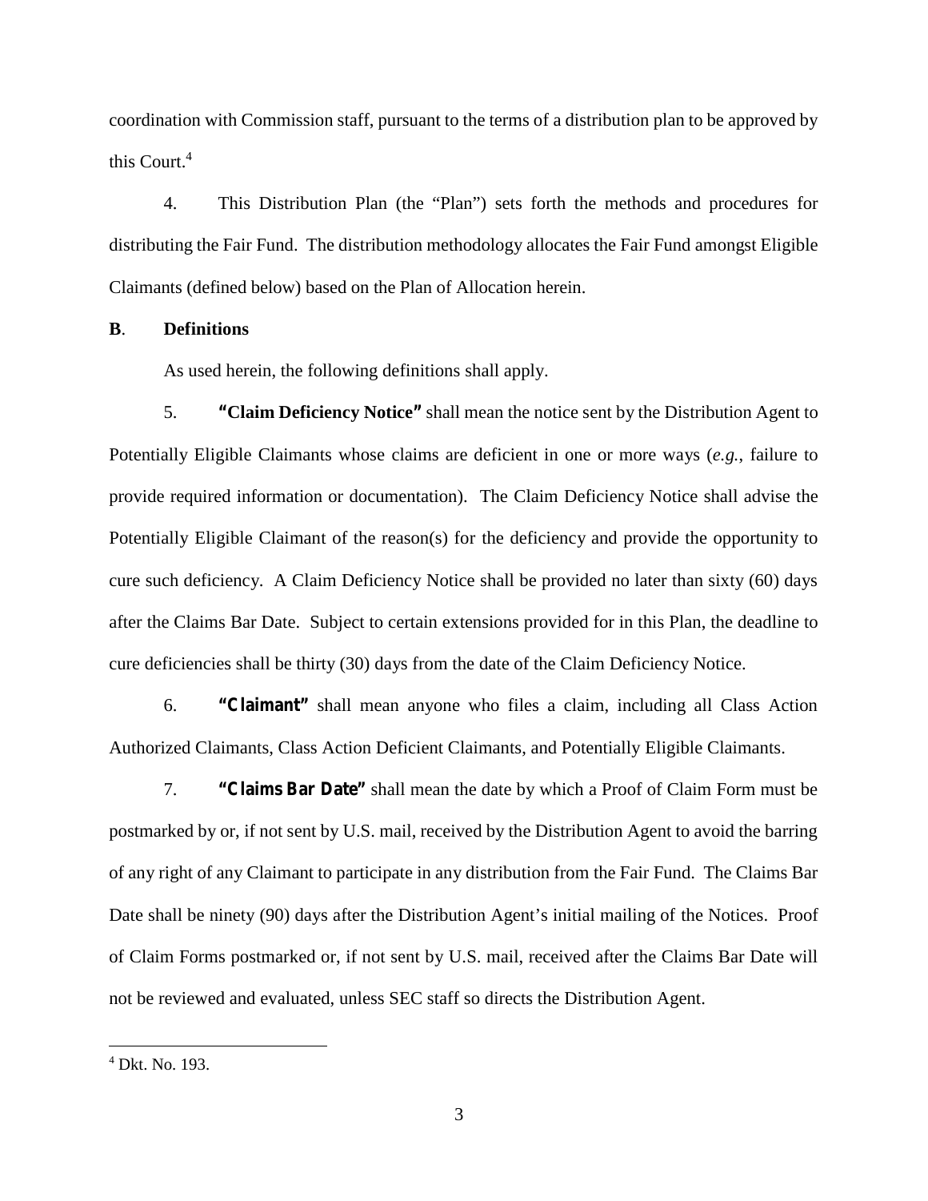coordination with Commission staff, pursuant to the terms of a distribution plan to be approved by this Court.[4]

4. This Distribution Plan (the "Plan") sets forth the methods and procedures for distributing the Fair Fund. The distribution methodology allocates the Fair Fund amongst Eligible Claimants (defined below) based on the Plan of Allocation herein.

**B**. **Definitions**

As used herein, the following definitions shall apply.

5. **"Claim Deficiency Notice"** shall mean the notice sent by the Distribution Agent to Potentially Eligible Claimants whose claims are deficient in one or more ways (*e.g.*, failure to provide required information or documentation). The Claim Deficiency Notice shall advise the Potentially Eligible Claimant of the reason(s) for the deficiency and provide the opportunity to cure such deficiency. A Claim Deficiency Notice shall be provided no later than sixty (60) days after the Claims Bar Date. Subject to certain extensions provided for in this Plan, the deadline to cure deficiencies shall be thirty (30) days from the date of the Claim Deficiency Notice.

6. **"Claimant"** shall mean anyone who files a claim, including all Class Action Authorized Claimants, Class Action Deficient Claimants, and Potentially Eligible Claimants.

7. **"Claims Bar Date"** shall mean the date by which a Proof of Claim Form must be postmarked by or, if not sent by U.S. mail, received by the Distribution Agent to avoid the barring of any right of any Claimant to participate in any distribution from the Fair Fund. The Claims Bar Date shall be ninety (90) days after the Distribution Agent's initial mailing of the Notices. Proof of Claim Forms postmarked or, if not sent by U.S. mail, received after the Claims Bar Date will not be reviewed and evaluated, unless SEC staff so directs the Distribution Agent.

---

[4] Dkt. No. 193.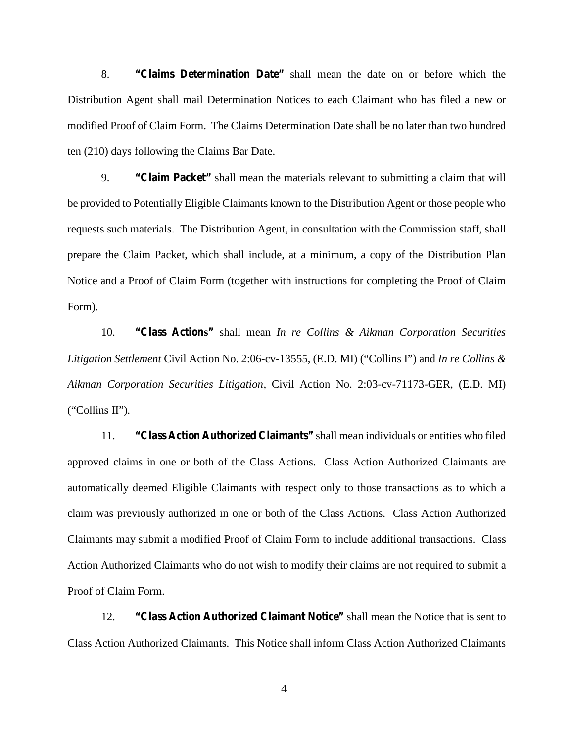8. **"Claims Determination Date"** shall mean the date on or before which the Distribution Agent shall mail Determination Notices to each Claimant who has filed a new or modified Proof of Claim Form. The Claims Determination Date shall be no later than two hundred ten (210) days following the Claims Bar Date.

9. **"Claim Packet"** shall mean the materials relevant to submitting a claim that will be provided to Potentially Eligible Claimants known to the Distribution Agent or those people who requests such materials. The Distribution Agent, in consultation with the Commission staff, shall prepare the Claim Packet, which shall include, at a minimum, a copy of the Distribution Plan Notice and a Proof of Claim Form (together with instructions for completing the Proof of Claim Form).

10. **"Class Actions"** shall mean *In re Collins & Aikman Corporation Securities Litigation Settlement* Civil Action No. 2:06-cv-13555, (E.D. MI) ("Collins I") and *In re Collins & Aikman Corporation Securities Litigation*, Civil Action No. 2:03-cv-71173-GER, (E.D. MI) ("Collins II").

11. **"Class Action Authorized Claimants"** shall mean individuals or entities who filed approved claims in one or both of the Class Actions. Class Action Authorized Claimants are automatically deemed Eligible Claimants with respect only to those transactions as to which a claim was previously authorized in one or both of the Class Actions. Class Action Authorized Claimants may submit a modified Proof of Claim Form to include additional transactions. Class Action Authorized Claimants who do not wish to modify their claims are not required to submit a Proof of Claim Form.

12. **"Class Action Authorized Claimant Notice"** shall mean the Notice that is sent to Class Action Authorized Claimants. This Notice shall inform Class Action Authorized Claimants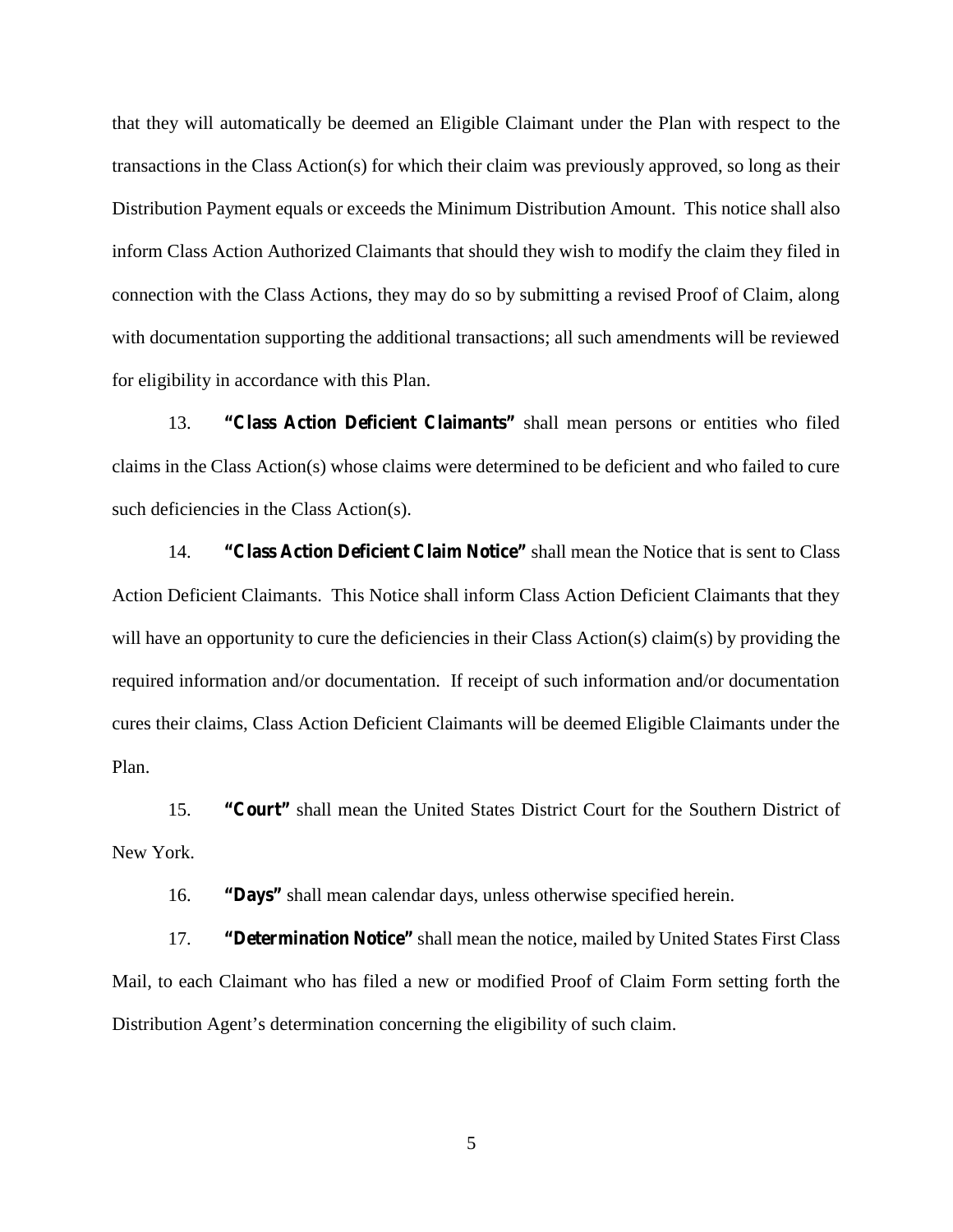that they will automatically be deemed an Eligible Claimant under the Plan with respect to the transactions in the Class Action(s) for which their claim was previously approved, so long as their Distribution Payment equals or exceeds the Minimum Distribution Amount. This notice shall also inform Class Action Authorized Claimants that should they wish to modify the claim they filed in connection with the Class Actions, they may do so by submitting a revised Proof of Claim, along with documentation supporting the additional transactions; all such amendments will be reviewed for eligibility in accordance with this Plan.

13. **"Class Action Deficient Claimants"** shall mean persons or entities who filed claims in the Class Action(s) whose claims were determined to be deficient and who failed to cure such deficiencies in the Class Action(s).

14. **"Class Action Deficient Claim Notice"** shall mean the Notice that is sent to Class Action Deficient Claimants. This Notice shall inform Class Action Deficient Claimants that they will have an opportunity to cure the deficiencies in their Class Action(s) claim(s) by providing the required information and/or documentation. If receipt of such information and/or documentation cures their claims, Class Action Deficient Claimants will be deemed Eligible Claimants under the Plan.

15. **"Court"** shall mean the United States District Court for the Southern District of New York.

16. **"Days"** shall mean calendar days, unless otherwise specified herein.

17. **"Determination Notice"** shall mean the notice, mailed by United States First Class Mail, to each Claimant who has filed a new or modified Proof of Claim Form setting forth the Distribution Agent's determination concerning the eligibility of such claim.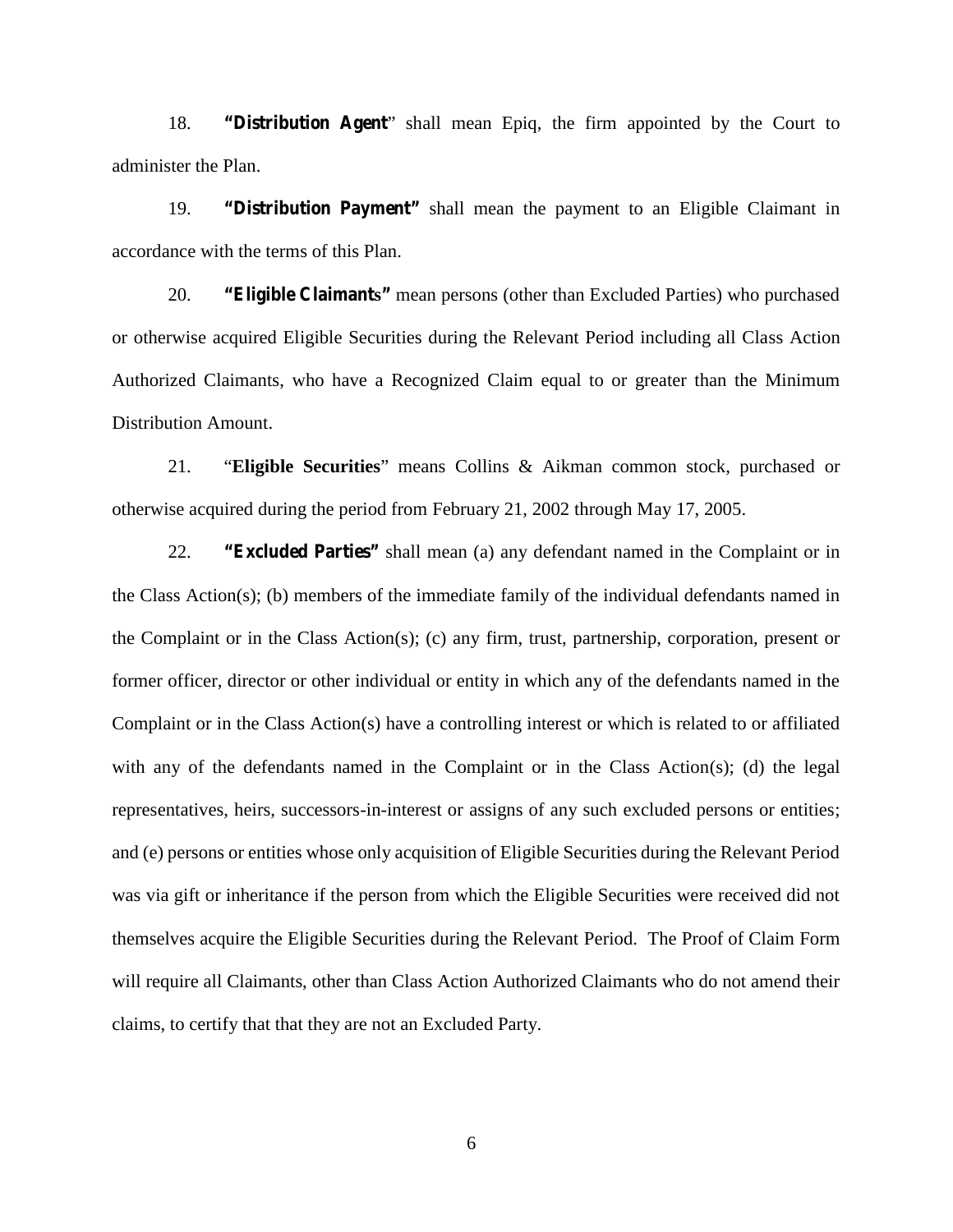18. ***"Distribution Agent***" shall mean Epiq, the firm appointed by the Court to administer the Plan.

19. ***"Distribution Payment"*** shall mean the payment to an Eligible Claimant in accordance with the terms of this Plan.

20. ***"Eligible Claimants"*** mean persons (other than Excluded Parties) who purchased or otherwise acquired Eligible Securities during the Relevant Period including all Class Action Authorized Claimants, who have a Recognized Claim equal to or greater than the Minimum Distribution Amount.

21. "**Eligible Securities**" means Collins & Aikman common stock, purchased or otherwise acquired during the period from February 21, 2002 through May 17, 2005.

22. ***"Excluded Parties"*** shall mean (a) any defendant named in the Complaint or in the Class Action(s); (b) members of the immediate family of the individual defendants named in the Complaint or in the Class Action(s); (c) any firm, trust, partnership, corporation, present or former officer, director or other individual or entity in which any of the defendants named in the Complaint or in the Class Action(s) have a controlling interest or which is related to or affiliated with any of the defendants named in the Complaint or in the Class Action(s); (d) the legal representatives, heirs, successors-in-interest or assigns of any such excluded persons or entities; and (e) persons or entities whose only acquisition of Eligible Securities during the Relevant Period was via gift or inheritance if the person from which the Eligible Securities were received did not themselves acquire the Eligible Securities during the Relevant Period. The Proof of Claim Form will require all Claimants, other than Class Action Authorized Claimants who do not amend their claims, to certify that that they are not an Excluded Party.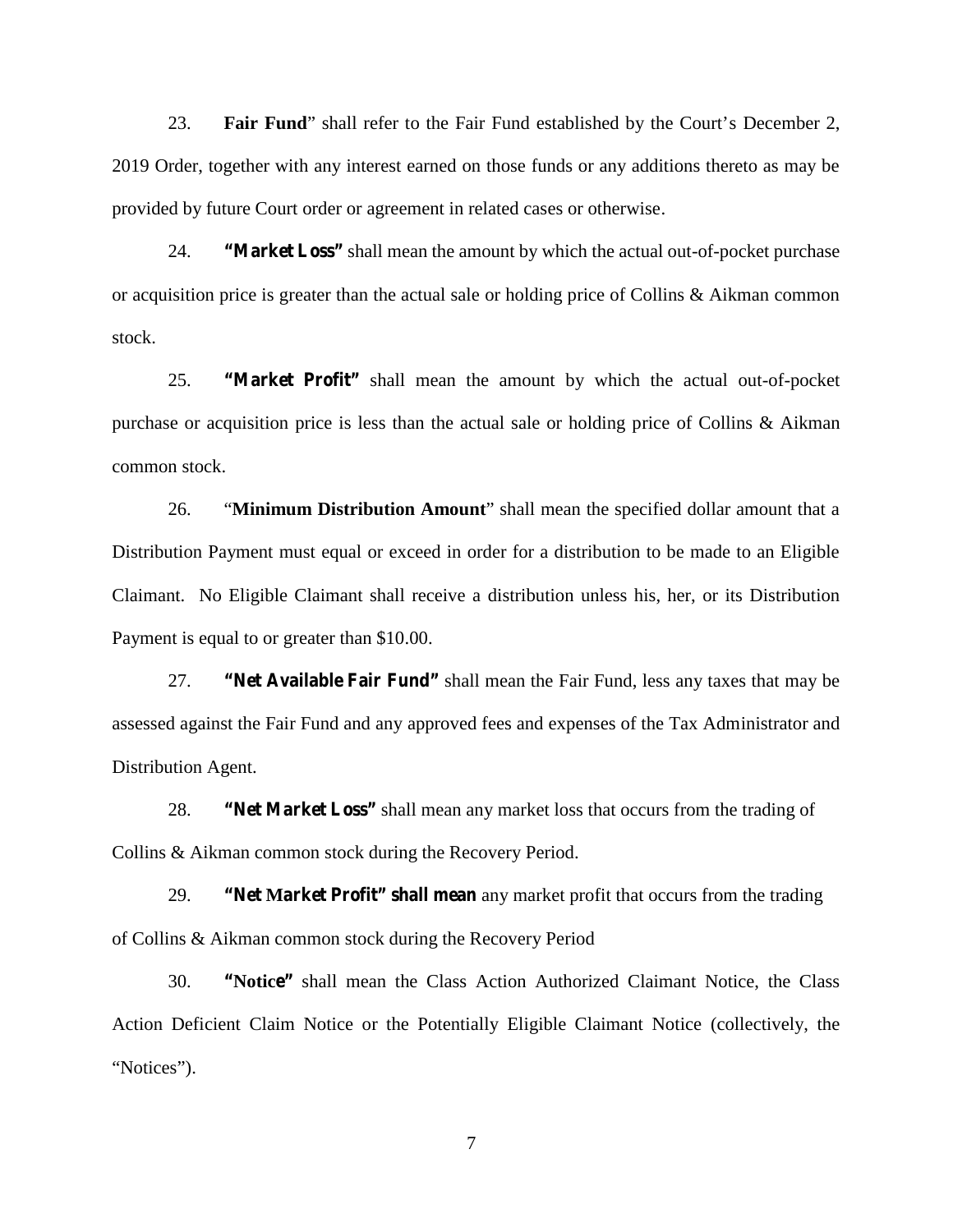23. **Fair Fund**" shall refer to the Fair Fund established by the Court's December 2, 2019 Order, together with any interest earned on those funds or any additions thereto as may be provided by future Court order or agreement in related cases or otherwise.

24. **"Market Loss"** shall mean the amount by which the actual out-of-pocket purchase or acquisition price is greater than the actual sale or holding price of Collins & Aikman common stock.

25. **"Market Profit"** shall mean the amount by which the actual out-of-pocket purchase or acquisition price is less than the actual sale or holding price of Collins & Aikman common stock.

26. "**Minimum Distribution Amount**" shall mean the specified dollar amount that a Distribution Payment must equal or exceed in order for a distribution to be made to an Eligible Claimant. No Eligible Claimant shall receive a distribution unless his, her, or its Distribution Payment is equal to or greater than $10.00.

27. **"Net Available Fair Fund"** shall mean the Fair Fund, less any taxes that may be assessed against the Fair Fund and any approved fees and expenses of the Tax Administrator and Distribution Agent.

28. **"Net Market Loss"** shall mean any market loss that occurs from the trading of Collins & Aikman common stock during the Recovery Period.

29. **"Net Market Profit" shall mean** any market profit that occurs from the trading of Collins & Aikman common stock during the Recovery Period

30. **"Notice"** shall mean the Class Action Authorized Claimant Notice, the Class Action Deficient Claim Notice or the Potentially Eligible Claimant Notice (collectively, the "Notices").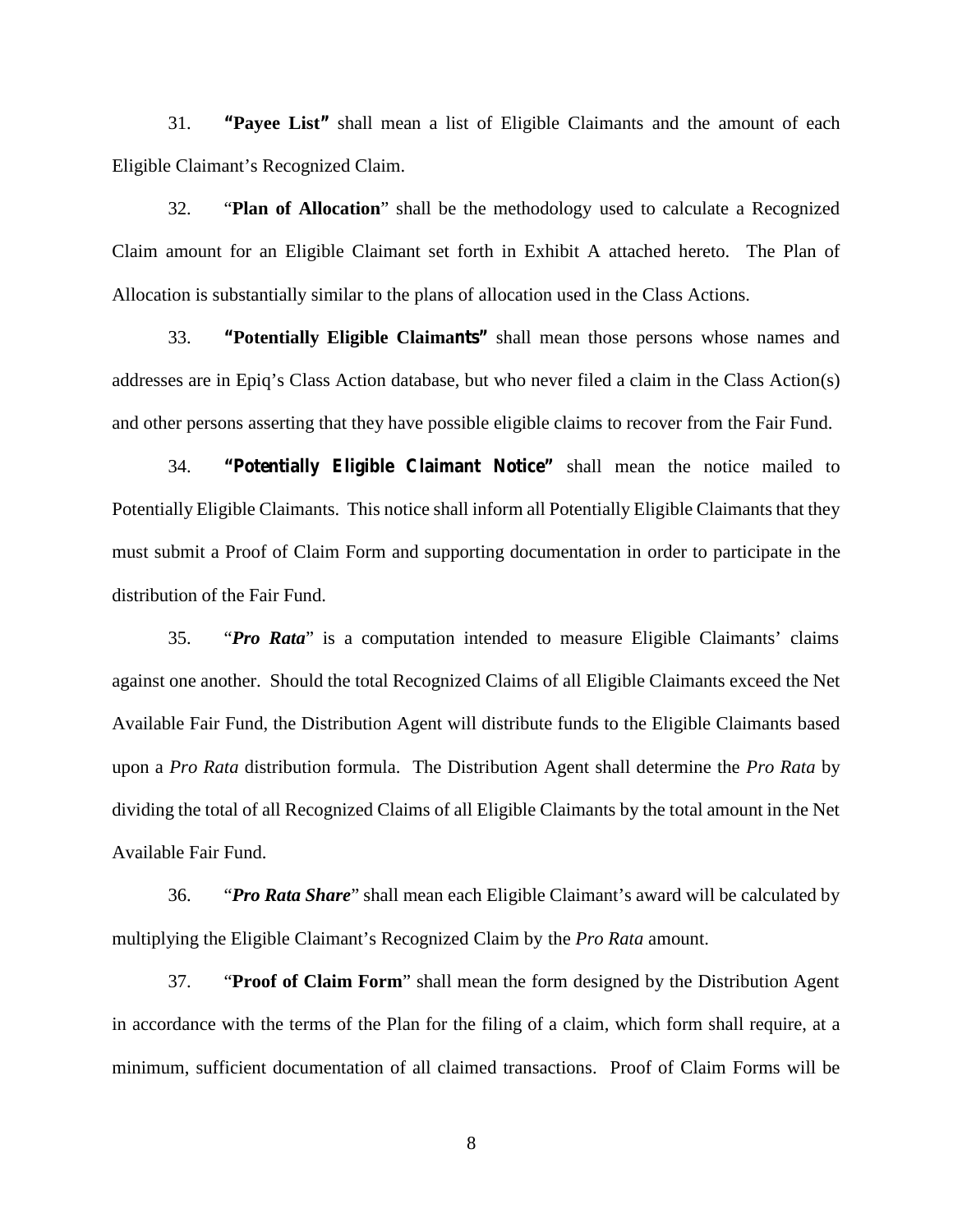31. **"Payee List"** shall mean a list of Eligible Claimants and the amount of each Eligible Claimant's Recognized Claim.

32. "**Plan of Allocation**" shall be the methodology used to calculate a Recognized Claim amount for an Eligible Claimant set forth in Exhibit A attached hereto. The Plan of Allocation is substantially similar to the plans of allocation used in the Class Actions.

33. **"Potentially Eligible Claimants"** shall mean those persons whose names and addresses are in Epiq's Class Action database, but who never filed a claim in the Class Action(s) and other persons asserting that they have possible eligible claims to recover from the Fair Fund.

34. **"Potentially Eligible Claimant Notice"** shall mean the notice mailed to Potentially Eligible Claimants. This notice shall inform all Potentially Eligible Claimants that they must submit a Proof of Claim Form and supporting documentation in order to participate in the distribution of the Fair Fund.

35. "***Pro Rata***" is a computation intended to measure Eligible Claimants' claims against one another. Should the total Recognized Claims of all Eligible Claimants exceed the Net Available Fair Fund, the Distribution Agent will distribute funds to the Eligible Claimants based upon a *Pro Rata* distribution formula. The Distribution Agent shall determine the *Pro Rata* by dividing the total of all Recognized Claims of all Eligible Claimants by the total amount in the Net Available Fair Fund.

36. "***Pro Rata Share***" shall mean each Eligible Claimant's award will be calculated by multiplying the Eligible Claimant's Recognized Claim by the *Pro Rata* amount.

37. "**Proof of Claim Form**" shall mean the form designed by the Distribution Agent in accordance with the terms of the Plan for the filing of a claim, which form shall require, at a minimum, sufficient documentation of all claimed transactions. Proof of Claim Forms will be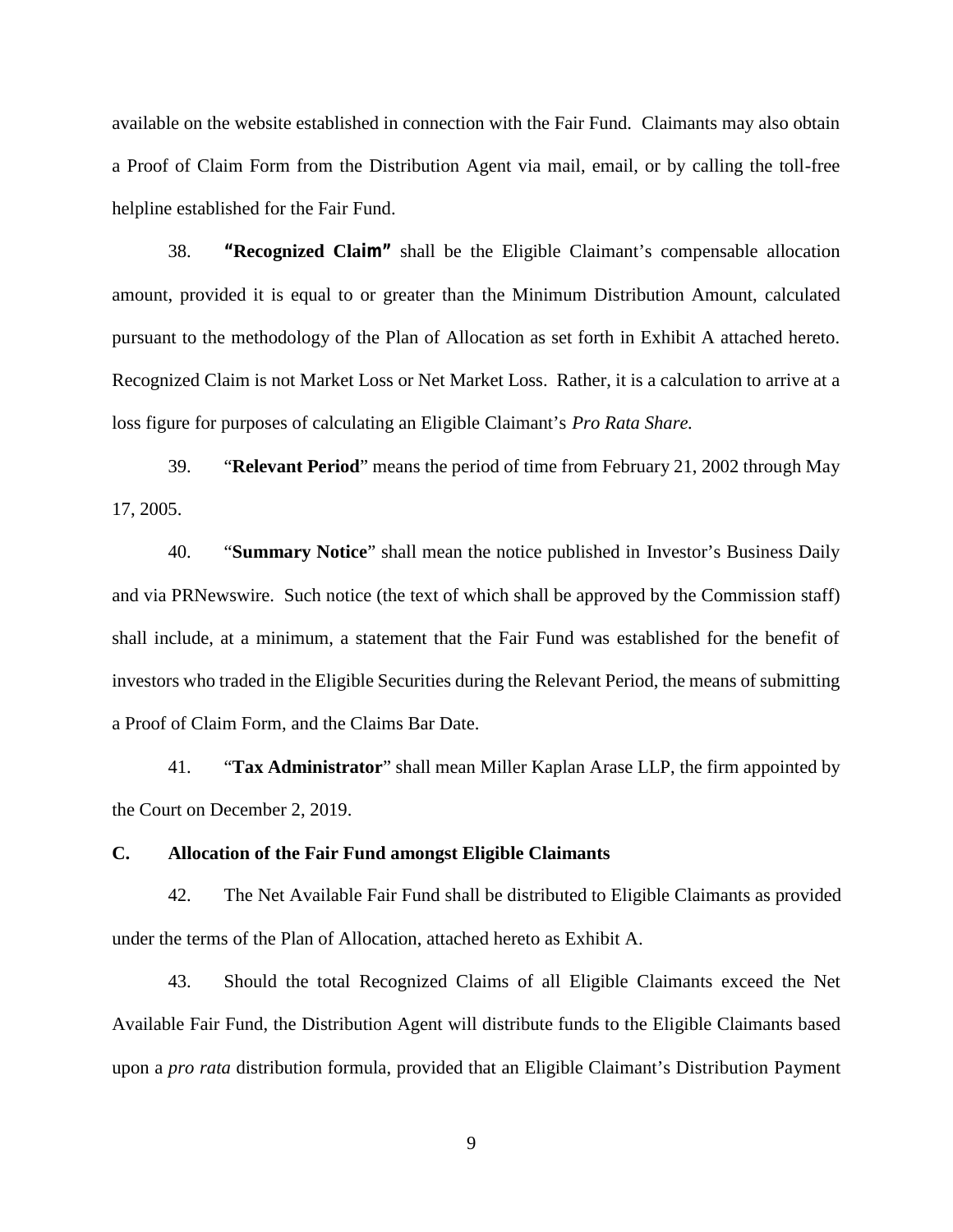available on the website established in connection with the Fair Fund. Claimants may also obtain a Proof of Claim Form from the Distribution Agent via mail, email, or by calling the toll-free helpline established for the Fair Fund.

38. **"Recognized Claim"** shall be the Eligible Claimant's compensable allocation amount, provided it is equal to or greater than the Minimum Distribution Amount, calculated pursuant to the methodology of the Plan of Allocation as set forth in Exhibit A attached hereto. Recognized Claim is not Market Loss or Net Market Loss. Rather, it is a calculation to arrive at a loss figure for purposes of calculating an Eligible Claimant's *Pro Rata Share.*

39. "**Relevant Period**" means the period of time from February 21, 2002 through May 17, 2005.

40. "**Summary Notice**" shall mean the notice published in Investor's Business Daily and via PRNewswire. Such notice (the text of which shall be approved by the Commission staff) shall include, at a minimum, a statement that the Fair Fund was established for the benefit of investors who traded in the Eligible Securities during the Relevant Period, the means of submitting a Proof of Claim Form, and the Claims Bar Date.

41. "**Tax Administrator**" shall mean Miller Kaplan Arase LLP, the firm appointed by the Court on December 2, 2019.

**C. Allocation of the Fair Fund amongst Eligible Claimants**

42. The Net Available Fair Fund shall be distributed to Eligible Claimants as provided under the terms of the Plan of Allocation, attached hereto as Exhibit A.

43. Should the total Recognized Claims of all Eligible Claimants exceed the Net Available Fair Fund, the Distribution Agent will distribute funds to the Eligible Claimants based upon a *pro rata* distribution formula, provided that an Eligible Claimant's Distribution Payment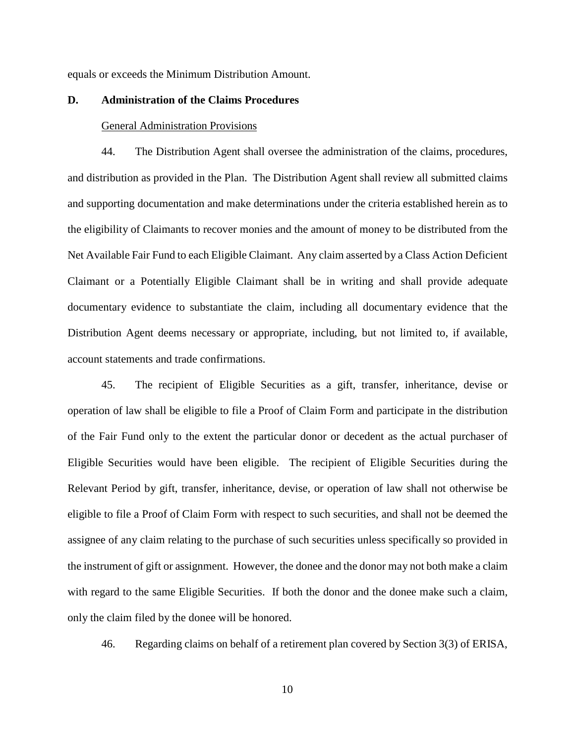equals or exceeds the Minimum Distribution Amount.

**D. Administration of the Claims Procedures**

General Administration Provisions

44. The Distribution Agent shall oversee the administration of the claims, procedures, and distribution as provided in the Plan. The Distribution Agent shall review all submitted claims and supporting documentation and make determinations under the criteria established herein as to the eligibility of Claimants to recover monies and the amount of money to be distributed from the Net Available Fair Fund to each Eligible Claimant. Any claim asserted by a Class Action Deficient Claimant or a Potentially Eligible Claimant shall be in writing and shall provide adequate documentary evidence to substantiate the claim, including all documentary evidence that the Distribution Agent deems necessary or appropriate, including, but not limited to, if available, account statements and trade confirmations.

45. The recipient of Eligible Securities as a gift, transfer, inheritance, devise or operation of law shall be eligible to file a Proof of Claim Form and participate in the distribution of the Fair Fund only to the extent the particular donor or decedent as the actual purchaser of Eligible Securities would have been eligible. The recipient of Eligible Securities during the Relevant Period by gift, transfer, inheritance, devise, or operation of law shall not otherwise be eligible to file a Proof of Claim Form with respect to such securities, and shall not be deemed the assignee of any claim relating to the purchase of such securities unless specifically so provided in the instrument of gift or assignment. However, the donee and the donor may not both make a claim with regard to the same Eligible Securities. If both the donor and the donee make such a claim, only the claim filed by the donee will be honored.

46. Regarding claims on behalf of a retirement plan covered by Section 3(3) of ERISA,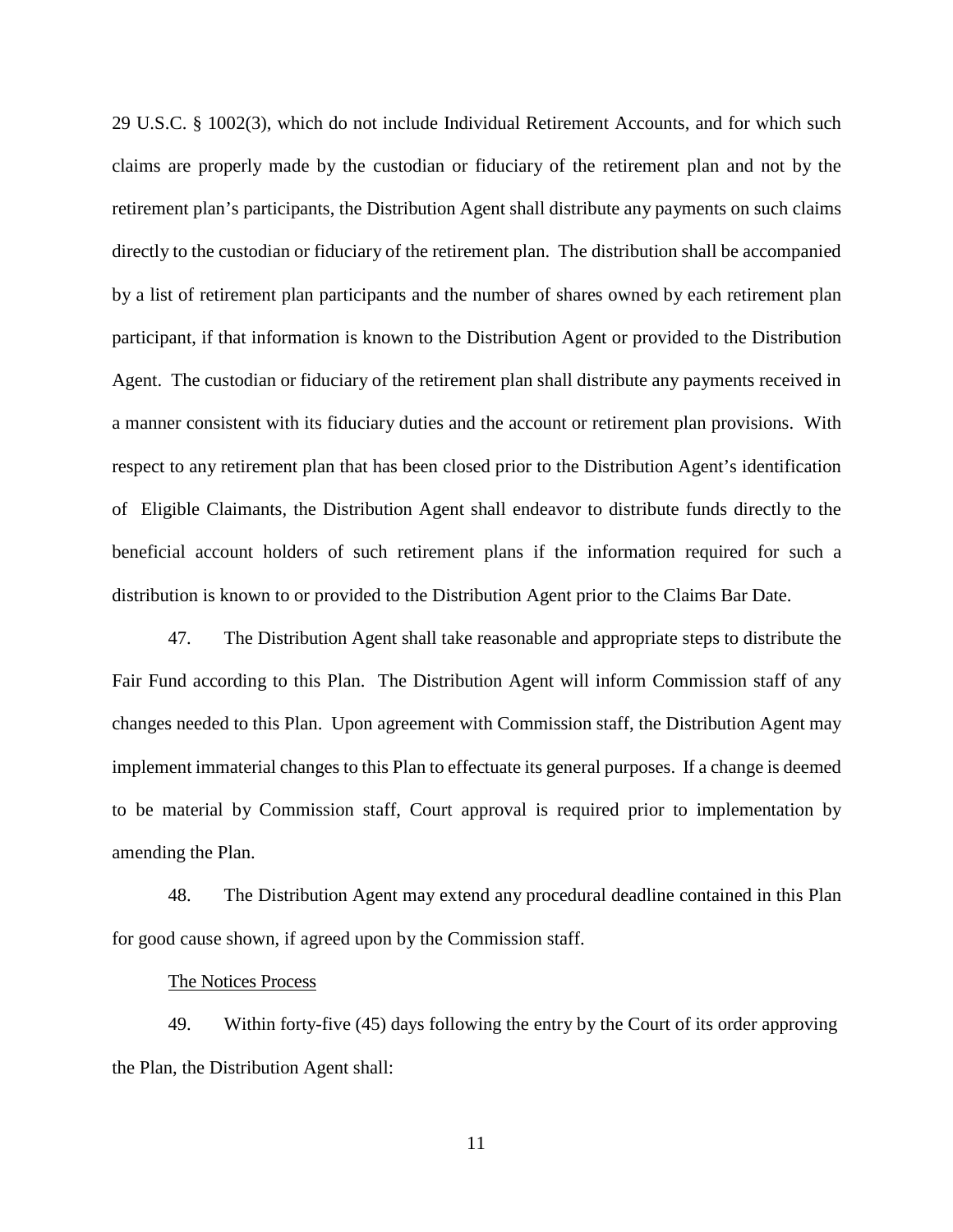29 U.S.C. § 1002(3), which do not include Individual Retirement Accounts, and for which such claims are properly made by the custodian or fiduciary of the retirement plan and not by the retirement plan's participants, the Distribution Agent shall distribute any payments on such claims directly to the custodian or fiduciary of the retirement plan. The distribution shall be accompanied by a list of retirement plan participants and the number of shares owned by each retirement plan participant, if that information is known to the Distribution Agent or provided to the Distribution Agent. The custodian or fiduciary of the retirement plan shall distribute any payments received in a manner consistent with its fiduciary duties and the account or retirement plan provisions. With respect to any retirement plan that has been closed prior to the Distribution Agent's identification of Eligible Claimants, the Distribution Agent shall endeavor to distribute funds directly to the beneficial account holders of such retirement plans if the information required for such a distribution is known to or provided to the Distribution Agent prior to the Claims Bar Date.

47. The Distribution Agent shall take reasonable and appropriate steps to distribute the Fair Fund according to this Plan. The Distribution Agent will inform Commission staff of any changes needed to this Plan. Upon agreement with Commission staff, the Distribution Agent may implement immaterial changes to this Plan to effectuate its general purposes. If a change is deemed to be material by Commission staff, Court approval is required prior to implementation by amending the Plan.

48. The Distribution Agent may extend any procedural deadline contained in this Plan for good cause shown, if agreed upon by the Commission staff.

The Notices Process

49. Within forty-five (45) days following the entry by the Court of its order approving the Plan, the Distribution Agent shall: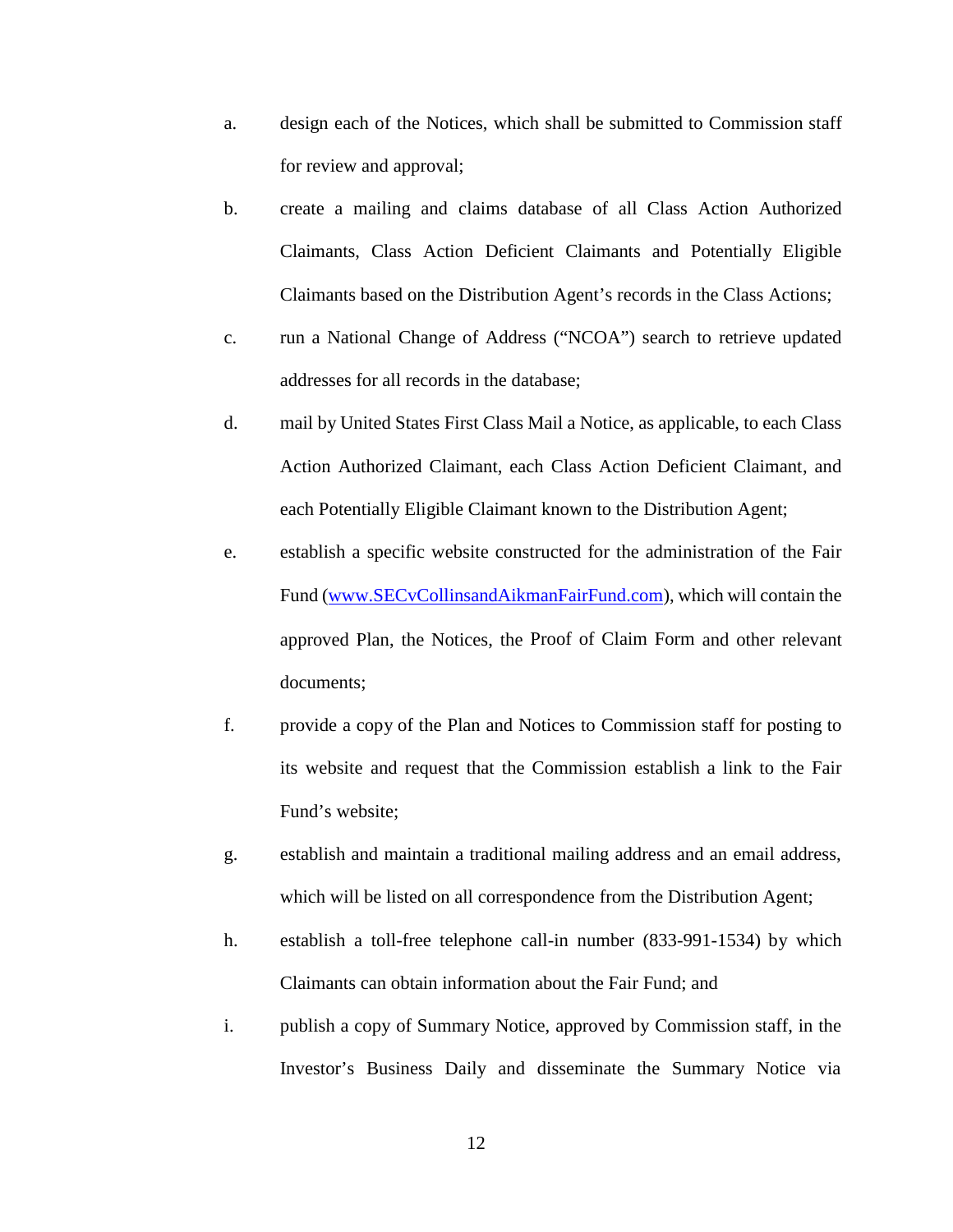a. design each of the Notices, which shall be submitted to Commission staff for review and approval;

b. create a mailing and claims database of all Class Action Authorized Claimants, Class Action Deficient Claimants and Potentially Eligible Claimants based on the Distribution Agent's records in the Class Actions;

c. run a National Change of Address ("NCOA") search to retrieve updated addresses for all records in the database;

d. mail by United States First Class Mail a Notice, as applicable, to each Class Action Authorized Claimant, each Class Action Deficient Claimant, and each Potentially Eligible Claimant known to the Distribution Agent;

e. establish a specific website constructed for the administration of the Fair Fund (www.SECvCollinsandAikmanFairFund.com), which will contain the approved Plan, the Notices, the Proof of Claim Form and other relevant documents;

f. provide a copy of the Plan and Notices to Commission staff for posting to its website and request that the Commission establish a link to the Fair Fund's website;

g. establish and maintain a traditional mailing address and an email address, which will be listed on all correspondence from the Distribution Agent;

h. establish a toll-free telephone call-in number (833-991-1534) by which Claimants can obtain information about the Fair Fund; and

i. publish a copy of Summary Notice, approved by Commission staff, in the Investor's Business Daily and disseminate the Summary Notice via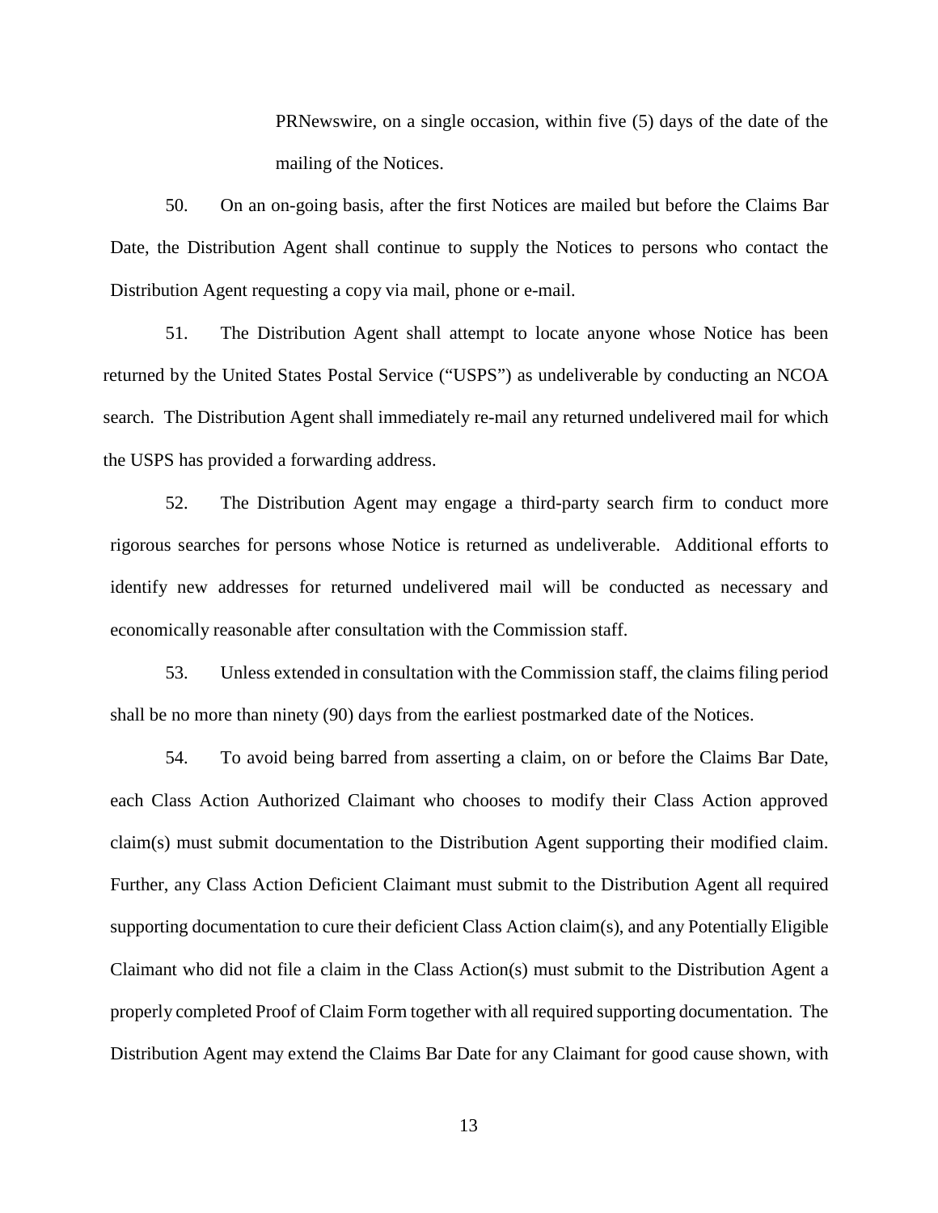PRNewswire, on a single occasion, within five (5) days of the date of the mailing of the Notices.

50. On an on-going basis, after the first Notices are mailed but before the Claims Bar Date, the Distribution Agent shall continue to supply the Notices to persons who contact the Distribution Agent requesting a copy via mail, phone or e-mail.

51. The Distribution Agent shall attempt to locate anyone whose Notice has been returned by the United States Postal Service ("USPS") as undeliverable by conducting an NCOA search. The Distribution Agent shall immediately re-mail any returned undelivered mail for which the USPS has provided a forwarding address.

52. The Distribution Agent may engage a third-party search firm to conduct more rigorous searches for persons whose Notice is returned as undeliverable. Additional efforts to identify new addresses for returned undelivered mail will be conducted as necessary and economically reasonable after consultation with the Commission staff.

53. Unless extended in consultation with the Commission staff, the claims filing period shall be no more than ninety (90) days from the earliest postmarked date of the Notices.

54. To avoid being barred from asserting a claim, on or before the Claims Bar Date, each Class Action Authorized Claimant who chooses to modify their Class Action approved claim(s) must submit documentation to the Distribution Agent supporting their modified claim. Further, any Class Action Deficient Claimant must submit to the Distribution Agent all required supporting documentation to cure their deficient Class Action claim(s), and any Potentially Eligible Claimant who did not file a claim in the Class Action(s) must submit to the Distribution Agent a properly completed Proof of Claim Form together with all required supporting documentation. The Distribution Agent may extend the Claims Bar Date for any Claimant for good cause shown, with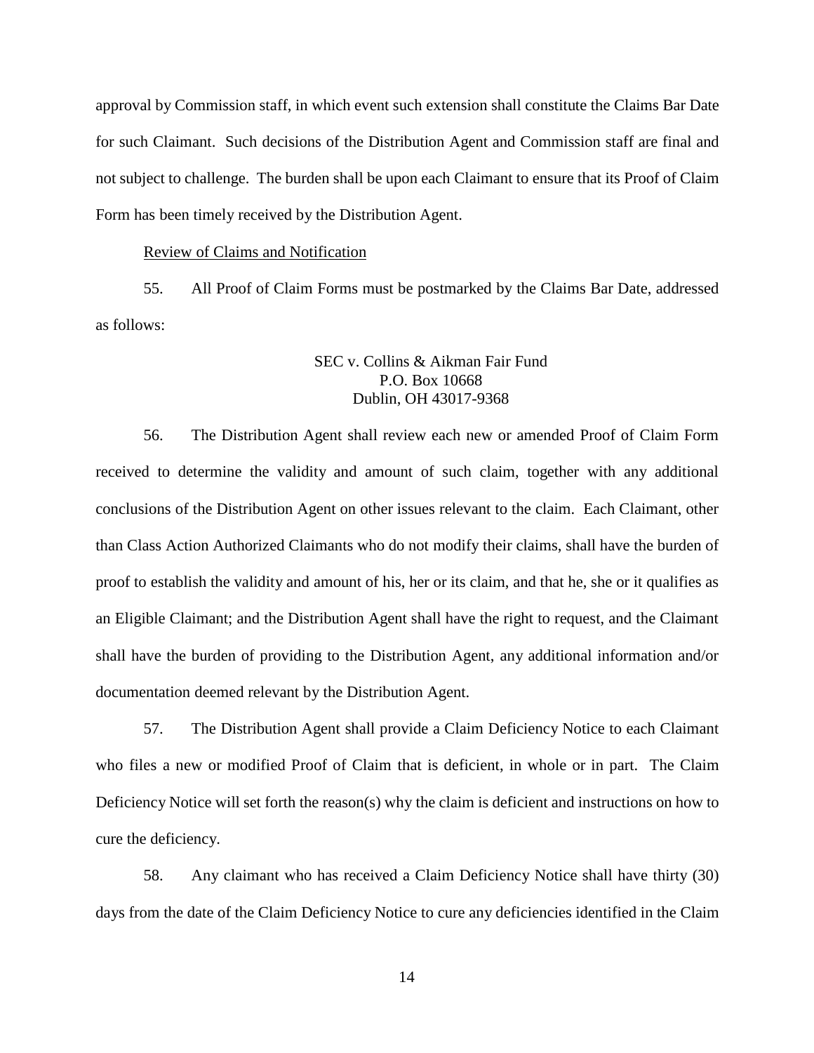approval by Commission staff, in which event such extension shall constitute the Claims Bar Date for such Claimant. Such decisions of the Distribution Agent and Commission staff are final and not subject to challenge. The burden shall be upon each Claimant to ensure that its Proof of Claim Form has been timely received by the Distribution Agent.

Review of Claims and Notification

55. All Proof of Claim Forms must be postmarked by the Claims Bar Date, addressed as follows:

SEC v. Collins & Aikman Fair Fund
P.O. Box 10668
Dublin, OH 43017-9368

56. The Distribution Agent shall review each new or amended Proof of Claim Form received to determine the validity and amount of such claim, together with any additional conclusions of the Distribution Agent on other issues relevant to the claim. Each Claimant, other than Class Action Authorized Claimants who do not modify their claims, shall have the burden of proof to establish the validity and amount of his, her or its claim, and that he, she or it qualifies as an Eligible Claimant; and the Distribution Agent shall have the right to request, and the Claimant shall have the burden of providing to the Distribution Agent, any additional information and/or documentation deemed relevant by the Distribution Agent.

57. The Distribution Agent shall provide a Claim Deficiency Notice to each Claimant who files a new or modified Proof of Claim that is deficient, in whole or in part. The Claim Deficiency Notice will set forth the reason(s) why the claim is deficient and instructions on how to cure the deficiency.

58. Any claimant who has received a Claim Deficiency Notice shall have thirty (30) days from the date of the Claim Deficiency Notice to cure any deficiencies identified in the Claim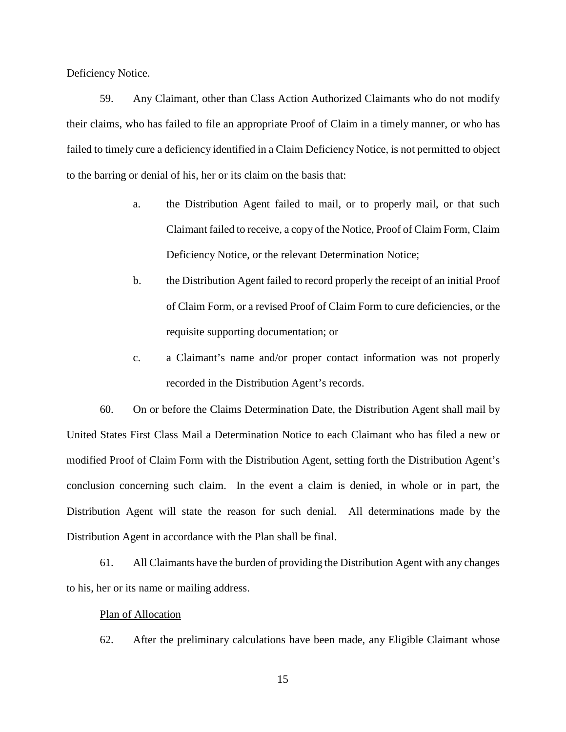Deficiency Notice.

59. Any Claimant, other than Class Action Authorized Claimants who do not modify their claims, who has failed to file an appropriate Proof of Claim in a timely manner, or who has failed to timely cure a deficiency identified in a Claim Deficiency Notice, is not permitted to object to the barring or denial of his, her or its claim on the basis that:

a. the Distribution Agent failed to mail, or to properly mail, or that such Claimant failed to receive, a copy of the Notice, Proof of Claim Form, Claim Deficiency Notice, or the relevant Determination Notice;

b. the Distribution Agent failed to record properly the receipt of an initial Proof of Claim Form, or a revised Proof of Claim Form to cure deficiencies, or the requisite supporting documentation; or

c. a Claimant's name and/or proper contact information was not properly recorded in the Distribution Agent's records.

60. On or before the Claims Determination Date, the Distribution Agent shall mail by United States First Class Mail a Determination Notice to each Claimant who has filed a new or modified Proof of Claim Form with the Distribution Agent, setting forth the Distribution Agent's conclusion concerning such claim. In the event a claim is denied, in whole or in part, the Distribution Agent will state the reason for such denial. All determinations made by the Distribution Agent in accordance with the Plan shall be final.

61. All Claimants have the burden of providing the Distribution Agent with any changes to his, her or its name or mailing address.

<u>Plan of Allocation</u>

62. After the preliminary calculations have been made, any Eligible Claimant whose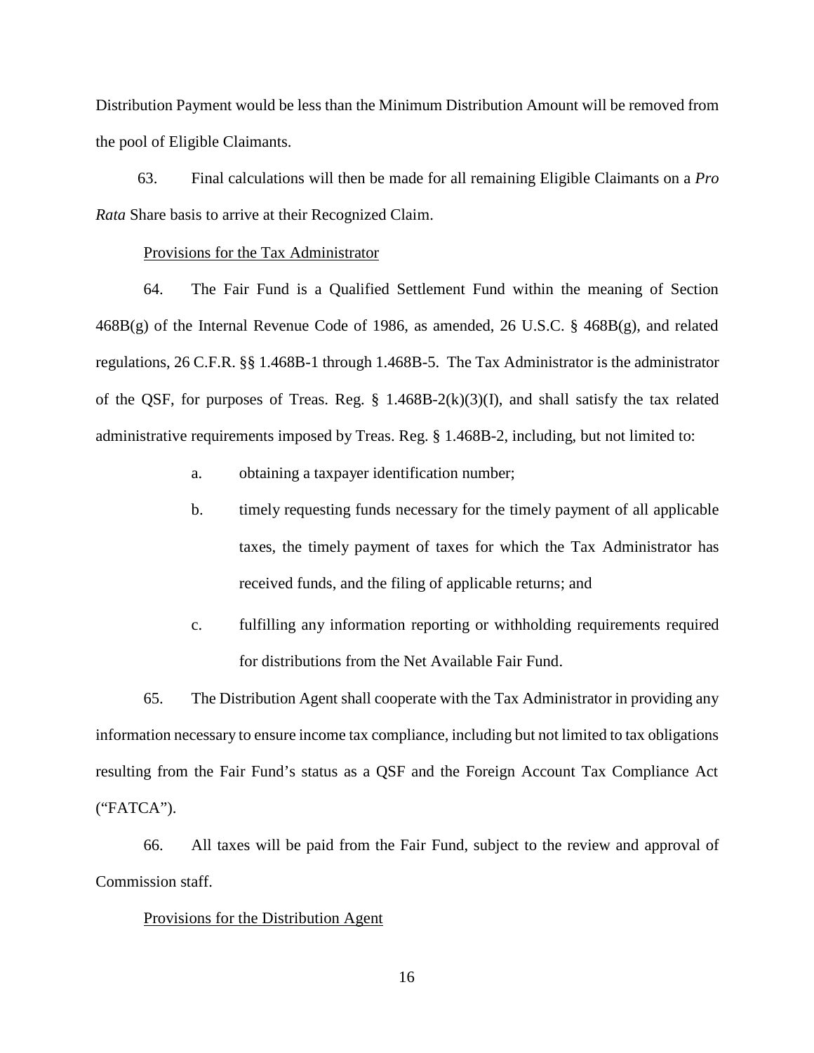Distribution Payment would be less than the Minimum Distribution Amount will be removed from the pool of Eligible Claimants.

63. Final calculations will then be made for all remaining Eligible Claimants on a *Pro Rata* Share basis to arrive at their Recognized Claim.

<u>Provisions for the Tax Administrator</u>

64. The Fair Fund is a Qualified Settlement Fund within the meaning of Section 468B(g) of the Internal Revenue Code of 1986, as amended, 26 U.S.C. § 468B(g), and related regulations, 26 C.F.R. §§ 1.468B-1 through 1.468B-5. The Tax Administrator is the administrator of the QSF, for purposes of Treas. Reg. § 1.468B-2(k)(3)(I), and shall satisfy the tax related administrative requirements imposed by Treas. Reg. § 1.468B-2, including, but not limited to:

a. obtaining a taxpayer identification number;

b. timely requesting funds necessary for the timely payment of all applicable taxes, the timely payment of taxes for which the Tax Administrator has received funds, and the filing of applicable returns; and

c. fulfilling any information reporting or withholding requirements required for distributions from the Net Available Fair Fund.

65. The Distribution Agent shall cooperate with the Tax Administrator in providing any information necessary to ensure income tax compliance, including but not limited to tax obligations resulting from the Fair Fund's status as a QSF and the Foreign Account Tax Compliance Act ("FATCA").

66. All taxes will be paid from the Fair Fund, subject to the review and approval of Commission staff.

<u>Provisions for the Distribution Agent</u>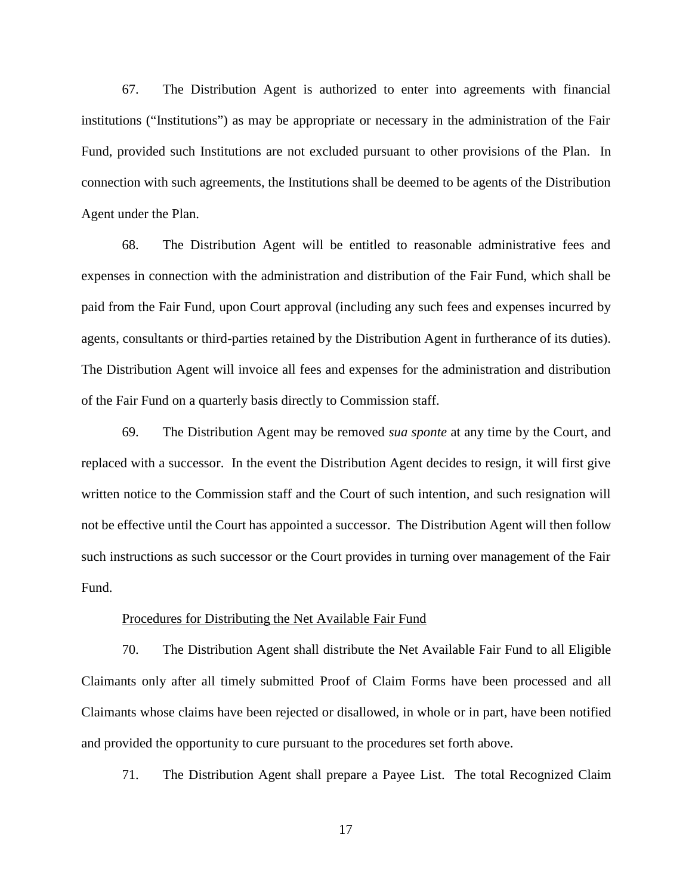67. The Distribution Agent is authorized to enter into agreements with financial institutions ("Institutions") as may be appropriate or necessary in the administration of the Fair Fund, provided such Institutions are not excluded pursuant to other provisions of the Plan. In connection with such agreements, the Institutions shall be deemed to be agents of the Distribution Agent under the Plan.

68. The Distribution Agent will be entitled to reasonable administrative fees and expenses in connection with the administration and distribution of the Fair Fund, which shall be paid from the Fair Fund, upon Court approval (including any such fees and expenses incurred by agents, consultants or third-parties retained by the Distribution Agent in furtherance of its duties). The Distribution Agent will invoice all fees and expenses for the administration and distribution of the Fair Fund on a quarterly basis directly to Commission staff.

69. The Distribution Agent may be removed *sua sponte* at any time by the Court, and replaced with a successor. In the event the Distribution Agent decides to resign, it will first give written notice to the Commission staff and the Court of such intention, and such resignation will not be effective until the Court has appointed a successor. The Distribution Agent will then follow such instructions as such successor or the Court provides in turning over management of the Fair Fund.

Procedures for Distributing the Net Available Fair Fund

70. The Distribution Agent shall distribute the Net Available Fair Fund to all Eligible Claimants only after all timely submitted Proof of Claim Forms have been processed and all Claimants whose claims have been rejected or disallowed, in whole or in part, have been notified and provided the opportunity to cure pursuant to the procedures set forth above.

71. The Distribution Agent shall prepare a Payee List. The total Recognized Claim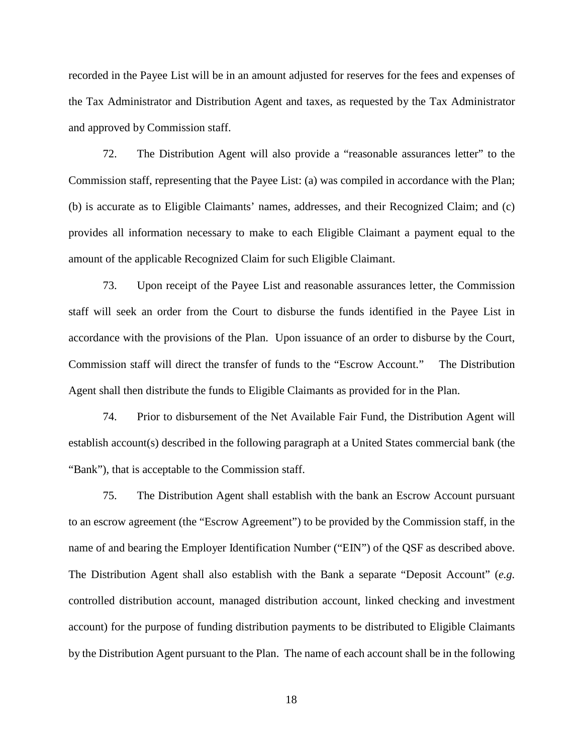recorded in the Payee List will be in an amount adjusted for reserves for the fees and expenses of the Tax Administrator and Distribution Agent and taxes, as requested by the Tax Administrator and approved by Commission staff.

72. The Distribution Agent will also provide a "reasonable assurances letter" to the Commission staff, representing that the Payee List: (a) was compiled in accordance with the Plan; (b) is accurate as to Eligible Claimants' names, addresses, and their Recognized Claim; and (c) provides all information necessary to make to each Eligible Claimant a payment equal to the amount of the applicable Recognized Claim for such Eligible Claimant.

73. Upon receipt of the Payee List and reasonable assurances letter, the Commission staff will seek an order from the Court to disburse the funds identified in the Payee List in accordance with the provisions of the Plan. Upon issuance of an order to disburse by the Court, Commission staff will direct the transfer of funds to the "Escrow Account." The Distribution Agent shall then distribute the funds to Eligible Claimants as provided for in the Plan.

74. Prior to disbursement of the Net Available Fair Fund, the Distribution Agent will establish account(s) described in the following paragraph at a United States commercial bank (the "Bank"), that is acceptable to the Commission staff.

75. The Distribution Agent shall establish with the bank an Escrow Account pursuant to an escrow agreement (the "Escrow Agreement") to be provided by the Commission staff, in the name of and bearing the Employer Identification Number ("EIN") of the QSF as described above. The Distribution Agent shall also establish with the Bank a separate "Deposit Account" (*e.g.* controlled distribution account, managed distribution account, linked checking and investment account) for the purpose of funding distribution payments to be distributed to Eligible Claimants by the Distribution Agent pursuant to the Plan. The name of each account shall be in the following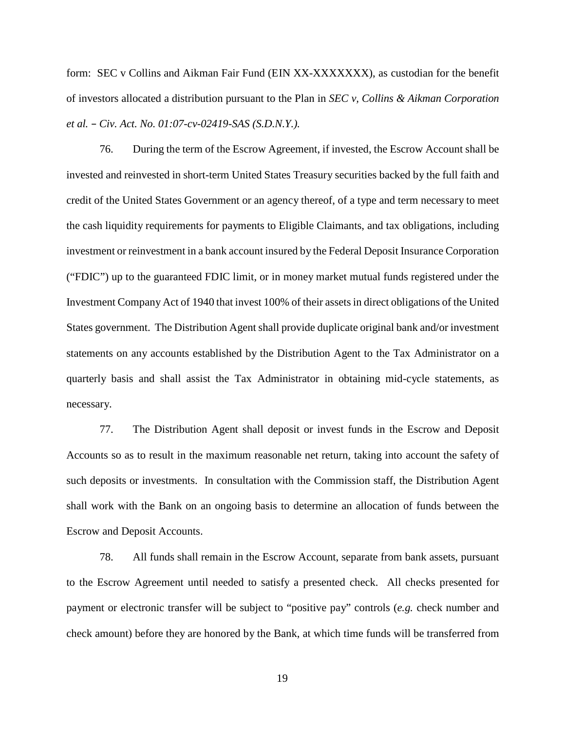form: SEC v Collins and Aikman Fair Fund (EIN XX-XXXXXXX), as custodian for the benefit of investors allocated a distribution pursuant to the Plan in *SEC v, Collins & Aikman Corporation et al. – Civ. Act. No. 01:07-cv-02419-SAS (S.D.N.Y.).*

76. During the term of the Escrow Agreement, if invested, the Escrow Account shall be invested and reinvested in short-term United States Treasury securities backed by the full faith and credit of the United States Government or an agency thereof, of a type and term necessary to meet the cash liquidity requirements for payments to Eligible Claimants, and tax obligations, including investment or reinvestment in a bank account insured by the Federal Deposit Insurance Corporation ("FDIC") up to the guaranteed FDIC limit, or in money market mutual funds registered under the Investment Company Act of 1940 that invest 100% of their assets in direct obligations of the United States government. The Distribution Agent shall provide duplicate original bank and/or investment statements on any accounts established by the Distribution Agent to the Tax Administrator on a quarterly basis and shall assist the Tax Administrator in obtaining mid-cycle statements, as necessary.

77. The Distribution Agent shall deposit or invest funds in the Escrow and Deposit Accounts so as to result in the maximum reasonable net return, taking into account the safety of such deposits or investments. In consultation with the Commission staff, the Distribution Agent shall work with the Bank on an ongoing basis to determine an allocation of funds between the Escrow and Deposit Accounts.

78. All funds shall remain in the Escrow Account, separate from bank assets, pursuant to the Escrow Agreement until needed to satisfy a presented check. All checks presented for payment or electronic transfer will be subject to "positive pay" controls (*e.g.* check number and check amount) before they are honored by the Bank, at which time funds will be transferred from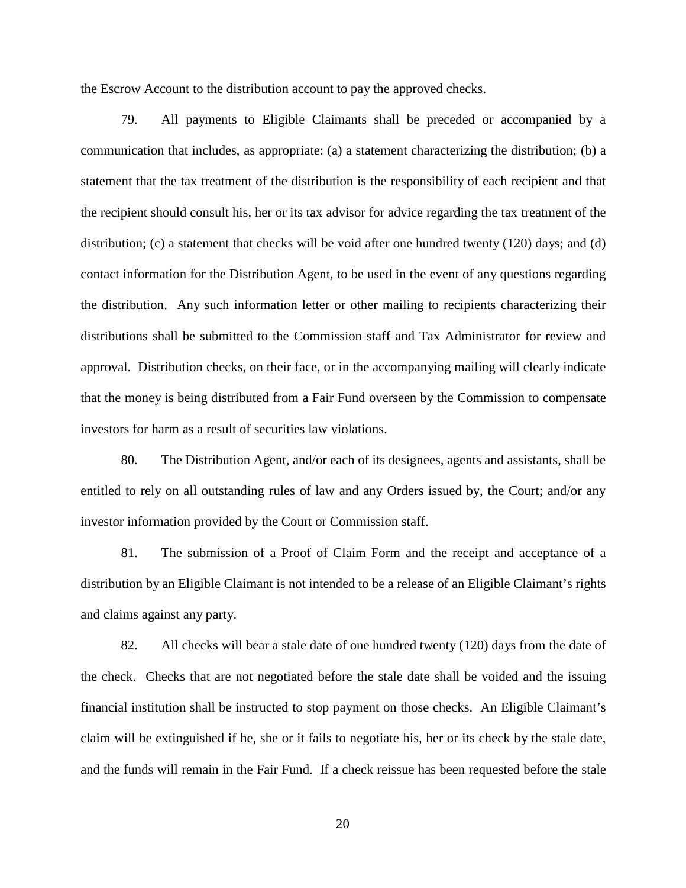the Escrow Account to the distribution account to pay the approved checks.

79. All payments to Eligible Claimants shall be preceded or accompanied by a communication that includes, as appropriate: (a) a statement characterizing the distribution; (b) a statement that the tax treatment of the distribution is the responsibility of each recipient and that the recipient should consult his, her or its tax advisor for advice regarding the tax treatment of the distribution; (c) a statement that checks will be void after one hundred twenty (120) days; and (d) contact information for the Distribution Agent, to be used in the event of any questions regarding the distribution. Any such information letter or other mailing to recipients characterizing their distributions shall be submitted to the Commission staff and Tax Administrator for review and approval. Distribution checks, on their face, or in the accompanying mailing will clearly indicate that the money is being distributed from a Fair Fund overseen by the Commission to compensate investors for harm as a result of securities law violations.

80. The Distribution Agent, and/or each of its designees, agents and assistants, shall be entitled to rely on all outstanding rules of law and any Orders issued by, the Court; and/or any investor information provided by the Court or Commission staff.

81. The submission of a Proof of Claim Form and the receipt and acceptance of a distribution by an Eligible Claimant is not intended to be a release of an Eligible Claimant's rights and claims against any party.

82. All checks will bear a stale date of one hundred twenty (120) days from the date of the check. Checks that are not negotiated before the stale date shall be voided and the issuing financial institution shall be instructed to stop payment on those checks. An Eligible Claimant's claim will be extinguished if he, she or it fails to negotiate his, her or its check by the stale date, and the funds will remain in the Fair Fund. If a check reissue has been requested before the stale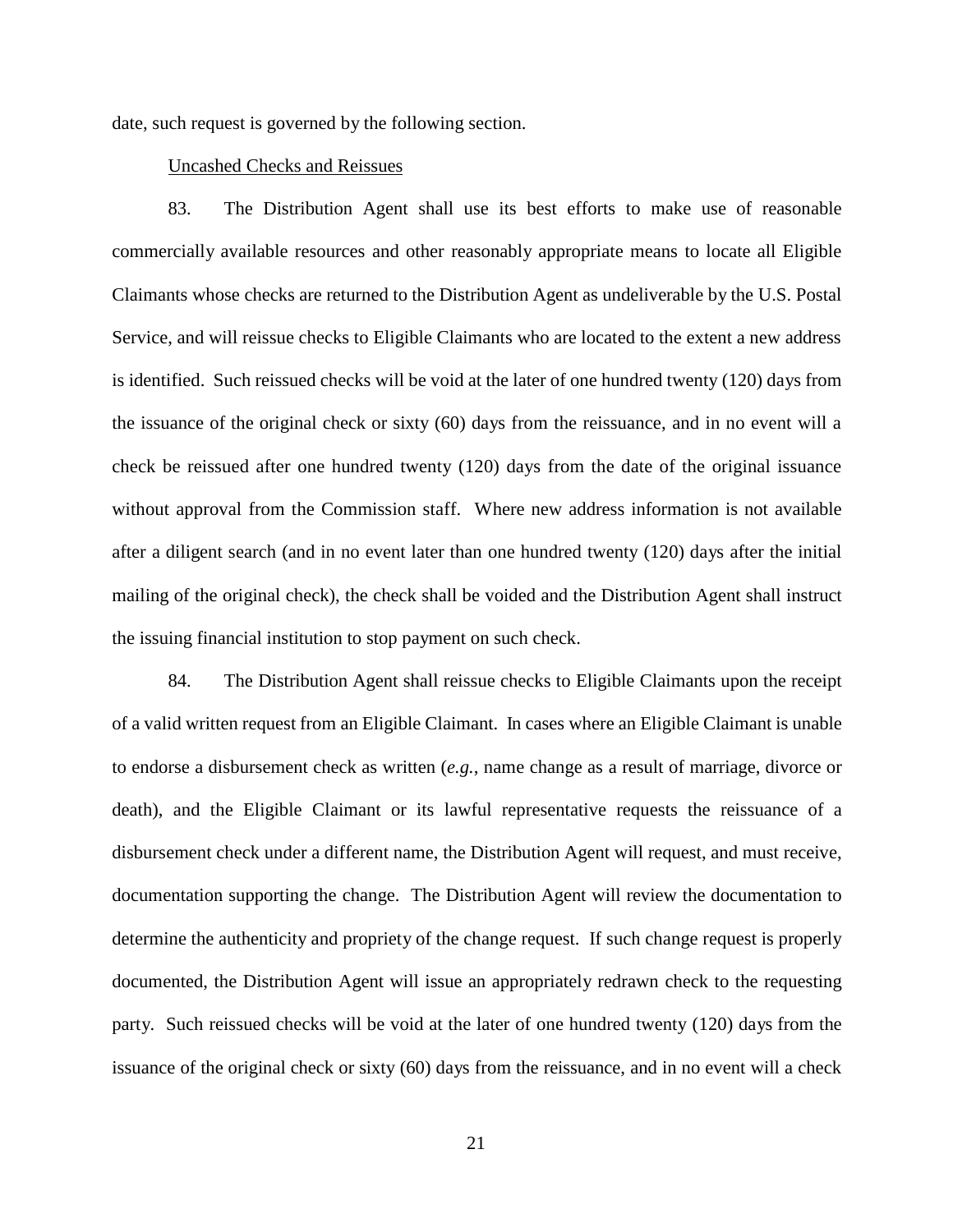date, such request is governed by the following section.

Uncashed Checks and Reissues

83. The Distribution Agent shall use its best efforts to make use of reasonable commercially available resources and other reasonably appropriate means to locate all Eligible Claimants whose checks are returned to the Distribution Agent as undeliverable by the U.S. Postal Service, and will reissue checks to Eligible Claimants who are located to the extent a new address is identified. Such reissued checks will be void at the later of one hundred twenty (120) days from the issuance of the original check or sixty (60) days from the reissuance, and in no event will a check be reissued after one hundred twenty (120) days from the date of the original issuance without approval from the Commission staff. Where new address information is not available after a diligent search (and in no event later than one hundred twenty (120) days after the initial mailing of the original check), the check shall be voided and the Distribution Agent shall instruct the issuing financial institution to stop payment on such check.

84. The Distribution Agent shall reissue checks to Eligible Claimants upon the receipt of a valid written request from an Eligible Claimant. In cases where an Eligible Claimant is unable to endorse a disbursement check as written (*e.g.*, name change as a result of marriage, divorce or death), and the Eligible Claimant or its lawful representative requests the reissuance of a disbursement check under a different name, the Distribution Agent will request, and must receive, documentation supporting the change. The Distribution Agent will review the documentation to determine the authenticity and propriety of the change request. If such change request is properly documented, the Distribution Agent will issue an appropriately redrawn check to the requesting party. Such reissued checks will be void at the later of one hundred twenty (120) days from the issuance of the original check or sixty (60) days from the reissuance, and in no event will a check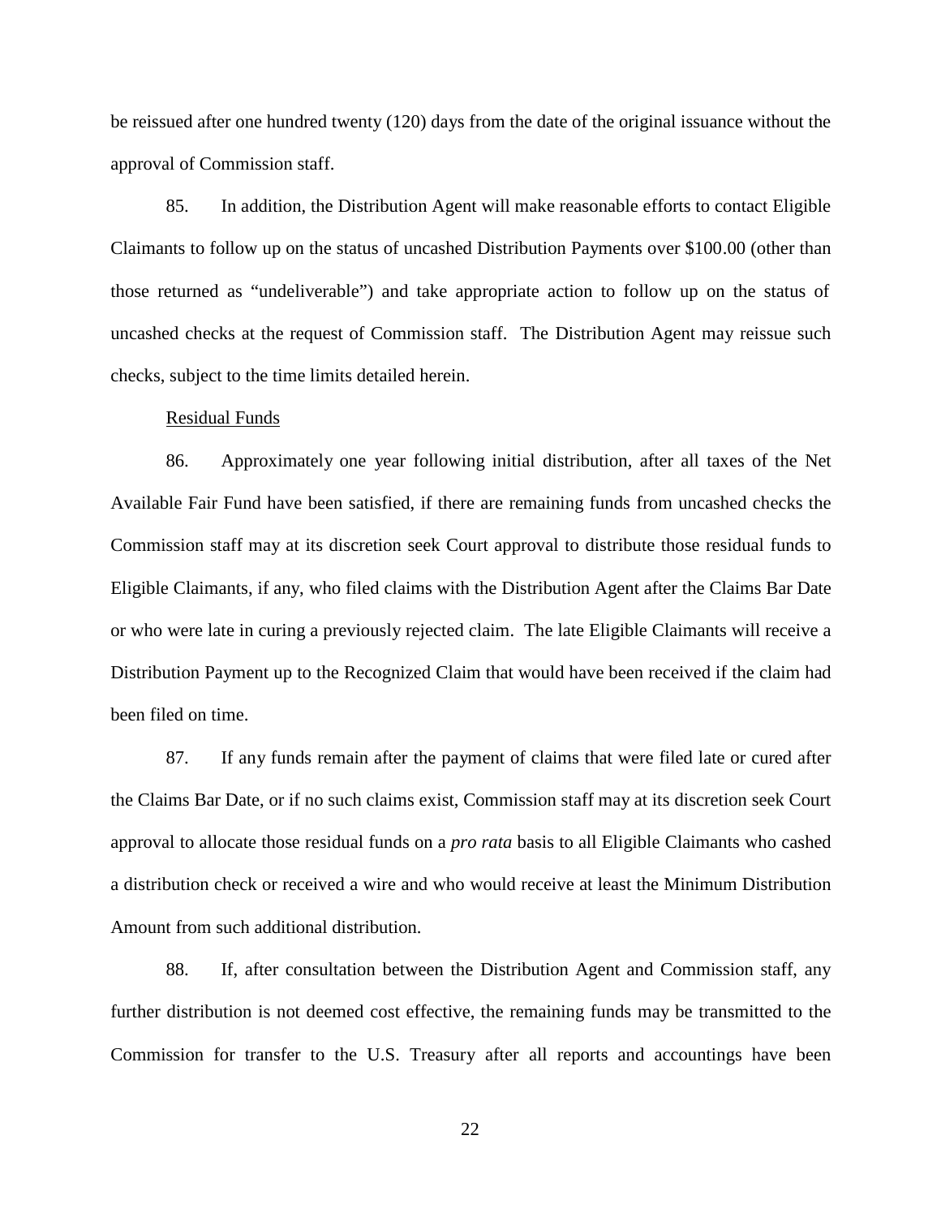be reissued after one hundred twenty (120) days from the date of the original issuance without the approval of Commission staff.

85. In addition, the Distribution Agent will make reasonable efforts to contact Eligible Claimants to follow up on the status of uncashed Distribution Payments over $100.00 (other than those returned as "undeliverable") and take appropriate action to follow up on the status of uncashed checks at the request of Commission staff. The Distribution Agent may reissue such checks, subject to the time limits detailed herein.

<u>Residual Funds</u>

86. Approximately one year following initial distribution, after all taxes of the Net Available Fair Fund have been satisfied, if there are remaining funds from uncashed checks the Commission staff may at its discretion seek Court approval to distribute those residual funds to Eligible Claimants, if any, who filed claims with the Distribution Agent after the Claims Bar Date or who were late in curing a previously rejected claim. The late Eligible Claimants will receive a Distribution Payment up to the Recognized Claim that would have been received if the claim had been filed on time.

87. If any funds remain after the payment of claims that were filed late or cured after the Claims Bar Date, or if no such claims exist, Commission staff may at its discretion seek Court approval to allocate those residual funds on a *pro rata* basis to all Eligible Claimants who cashed a distribution check or received a wire and who would receive at least the Minimum Distribution Amount from such additional distribution.

88. If, after consultation between the Distribution Agent and Commission staff, any further distribution is not deemed cost effective, the remaining funds may be transmitted to the Commission for transfer to the U.S. Treasury after all reports and accountings have been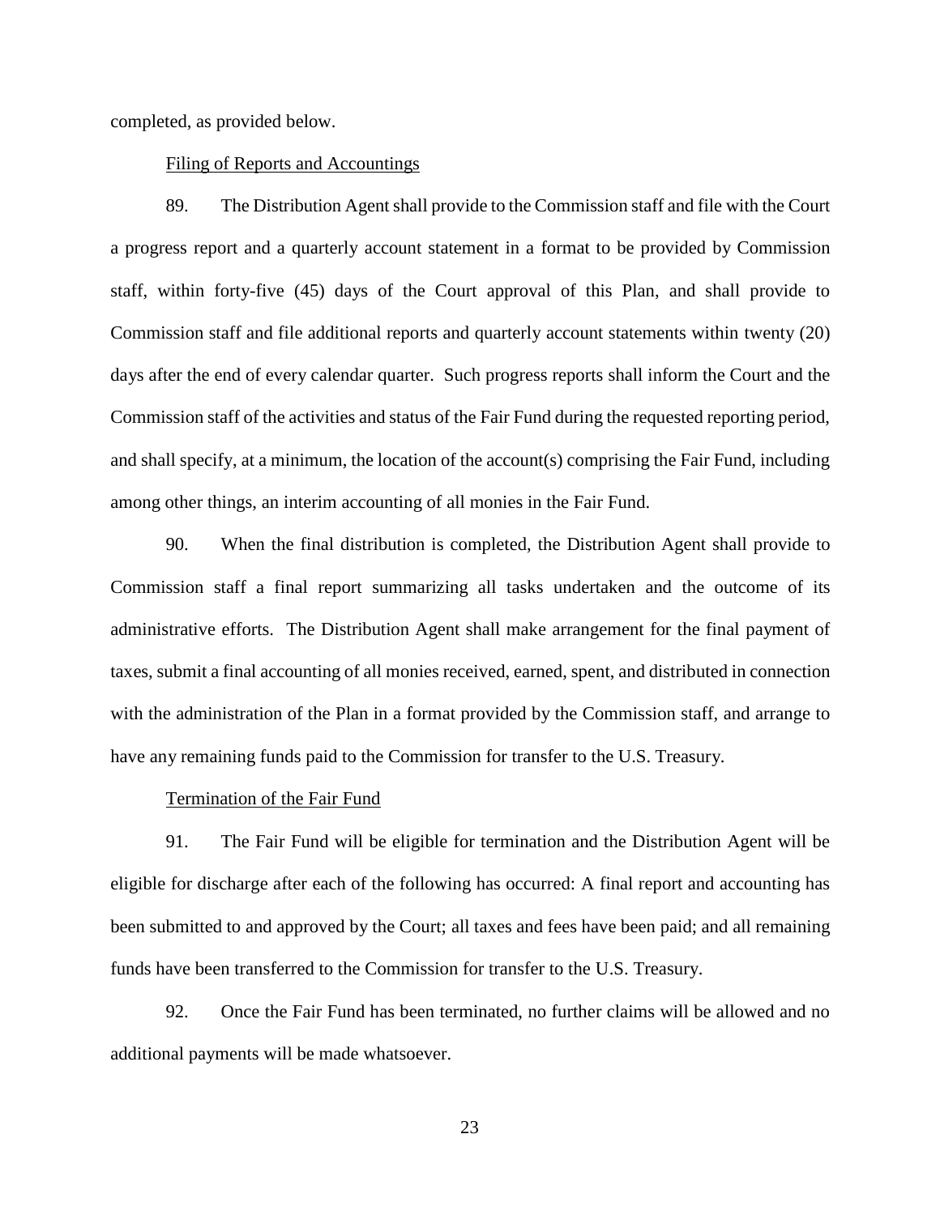completed, as provided below.

Filing of Reports and Accountings

89. The Distribution Agent shall provide to the Commission staff and file with the Court a progress report and a quarterly account statement in a format to be provided by Commission staff, within forty-five (45) days of the Court approval of this Plan, and shall provide to Commission staff and file additional reports and quarterly account statements within twenty (20) days after the end of every calendar quarter. Such progress reports shall inform the Court and the Commission staff of the activities and status of the Fair Fund during the requested reporting period, and shall specify, at a minimum, the location of the account(s) comprising the Fair Fund, including among other things, an interim accounting of all monies in the Fair Fund.

90. When the final distribution is completed, the Distribution Agent shall provide to Commission staff a final report summarizing all tasks undertaken and the outcome of its administrative efforts. The Distribution Agent shall make arrangement for the final payment of taxes, submit a final accounting of all monies received, earned, spent, and distributed in connection with the administration of the Plan in a format provided by the Commission staff, and arrange to have any remaining funds paid to the Commission for transfer to the U.S. Treasury.

Termination of the Fair Fund

91. The Fair Fund will be eligible for termination and the Distribution Agent will be eligible for discharge after each of the following has occurred: A final report and accounting has been submitted to and approved by the Court; all taxes and fees have been paid; and all remaining funds have been transferred to the Commission for transfer to the U.S. Treasury.

92. Once the Fair Fund has been terminated, no further claims will be allowed and no additional payments will be made whatsoever.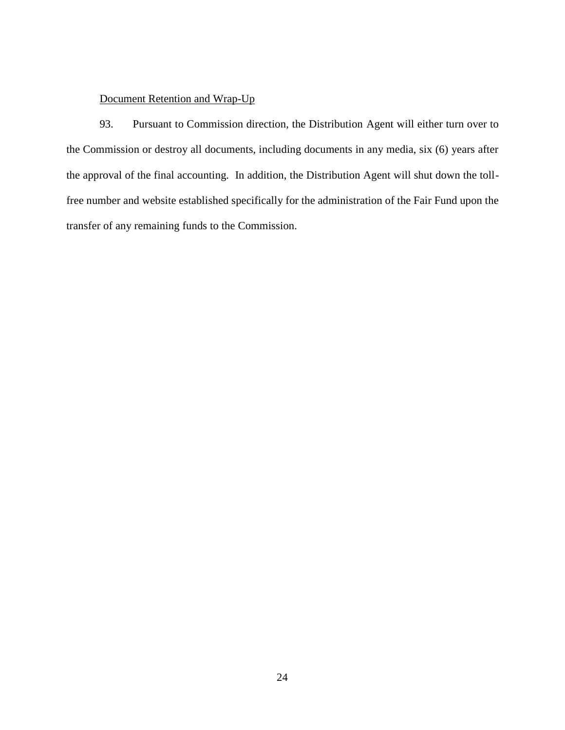Document Retention and Wrap-Up

93. Pursuant to Commission direction, the Distribution Agent will either turn over to the Commission or destroy all documents, including documents in any media, six (6) years after the approval of the final accounting. In addition, the Distribution Agent will shut down the toll-free number and website established specifically for the administration of the Fair Fund upon the transfer of any remaining funds to the Commission.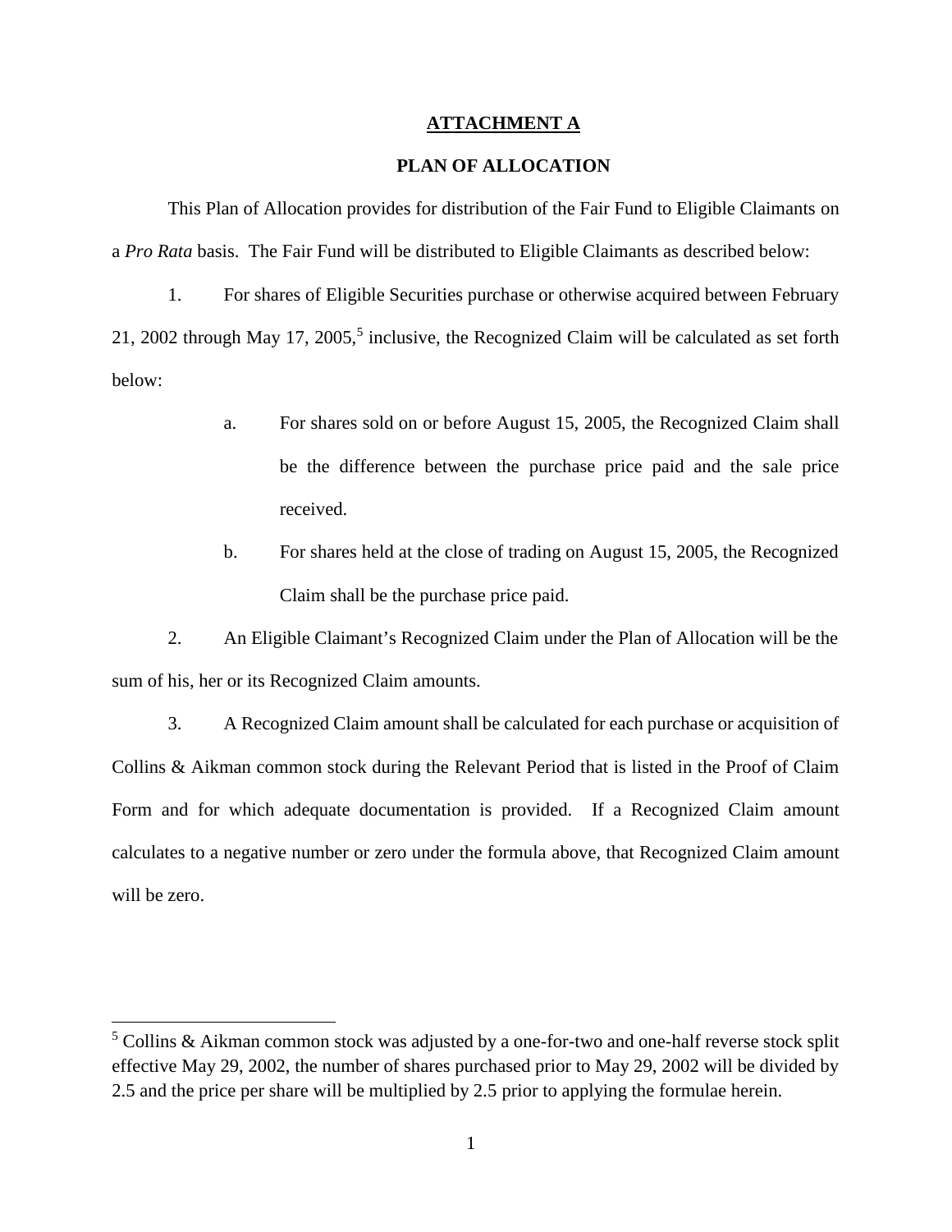## ATTACHMENT A

## PLAN OF ALLOCATION

This Plan of Allocation provides for distribution of the Fair Fund to Eligible Claimants on a *Pro Rata* basis. The Fair Fund will be distributed to Eligible Claimants as described below:

1. For shares of Eligible Securities purchase or otherwise acquired between February 21, 2002 through May 17, 2005,[5] inclusive, the Recognized Claim will be calculated as set forth below:

   a. For shares sold on or before August 15, 2005, the Recognized Claim shall be the difference between the purchase price paid and the sale price received.

   b. For shares held at the close of trading on August 15, 2005, the Recognized Claim shall be the purchase price paid.

2. An Eligible Claimant's Recognized Claim under the Plan of Allocation will be the sum of his, her or its Recognized Claim amounts.

3. A Recognized Claim amount shall be calculated for each purchase or acquisition of Collins & Aikman common stock during the Relevant Period that is listed in the Proof of Claim Form and for which adequate documentation is provided. If a Recognized Claim amount calculates to a negative number or zero under the formula above, that Recognized Claim amount will be zero.

---

[5] Collins & Aikman common stock was adjusted by a one-for-two and one-half reverse stock split effective May 29, 2002, the number of shares purchased prior to May 29, 2002 will be divided by 2.5 and the price per share will be multiplied by 2.5 prior to applying the formulae herein.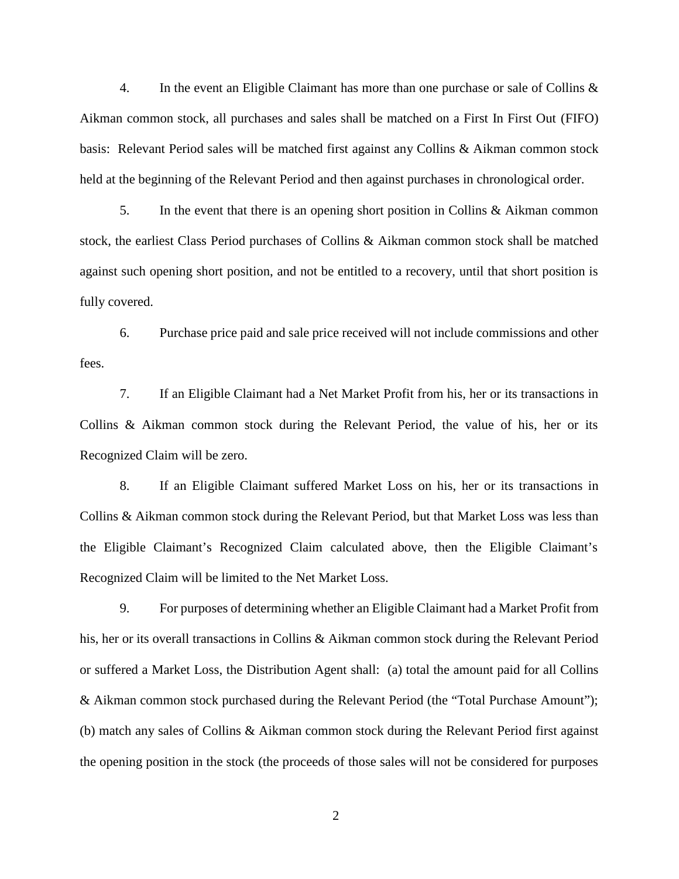4. In the event an Eligible Claimant has more than one purchase or sale of Collins & Aikman common stock, all purchases and sales shall be matched on a First In First Out (FIFO) basis: Relevant Period sales will be matched first against any Collins & Aikman common stock held at the beginning of the Relevant Period and then against purchases in chronological order.

5. In the event that there is an opening short position in Collins & Aikman common stock, the earliest Class Period purchases of Collins & Aikman common stock shall be matched against such opening short position, and not be entitled to a recovery, until that short position is fully covered.

6. Purchase price paid and sale price received will not include commissions and other fees.

7. If an Eligible Claimant had a Net Market Profit from his, her or its transactions in Collins & Aikman common stock during the Relevant Period, the value of his, her or its Recognized Claim will be zero.

8. If an Eligible Claimant suffered Market Loss on his, her or its transactions in Collins & Aikman common stock during the Relevant Period, but that Market Loss was less than the Eligible Claimant's Recognized Claim calculated above, then the Eligible Claimant's Recognized Claim will be limited to the Net Market Loss.

9. For purposes of determining whether an Eligible Claimant had a Market Profit from his, her or its overall transactions in Collins & Aikman common stock during the Relevant Period or suffered a Market Loss, the Distribution Agent shall: (a) total the amount paid for all Collins & Aikman common stock purchased during the Relevant Period (the "Total Purchase Amount"); (b) match any sales of Collins & Aikman common stock during the Relevant Period first against the opening position in the stock (the proceeds of those sales will not be considered for purposes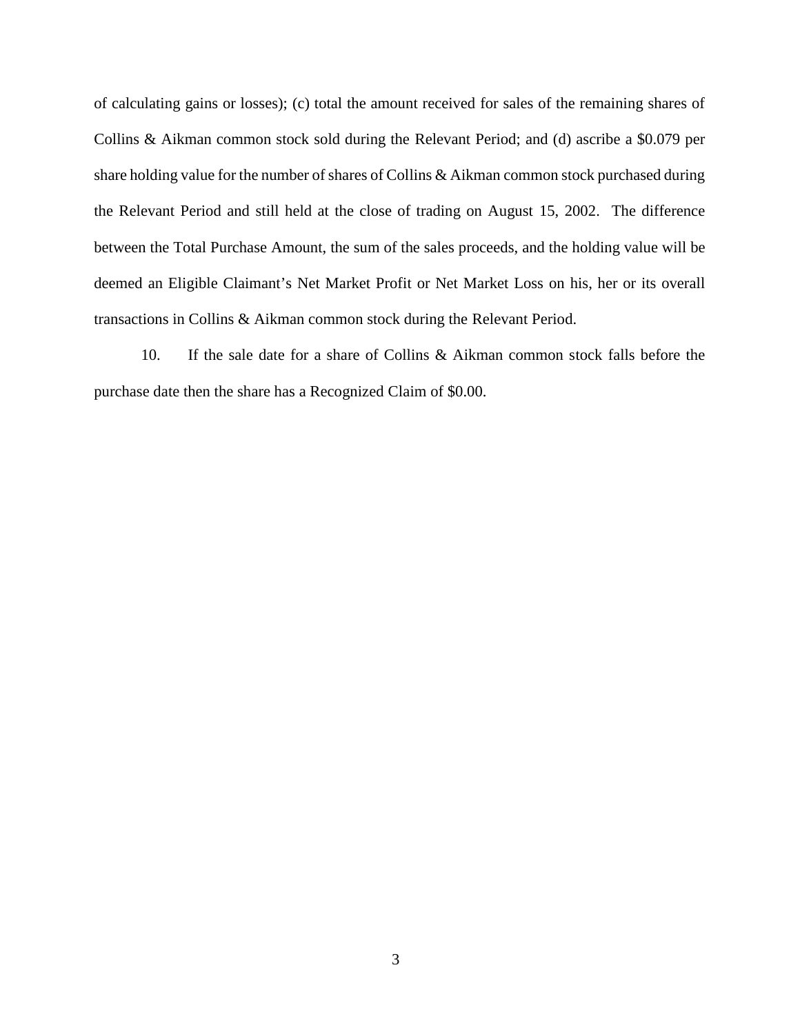of calculating gains or losses); (c) total the amount received for sales of the remaining shares of Collins & Aikman common stock sold during the Relevant Period; and (d) ascribe a $0.079 per share holding value for the number of shares of Collins & Aikman common stock purchased during the Relevant Period and still held at the close of trading on August 15, 2002. The difference between the Total Purchase Amount, the sum of the sales proceeds, and the holding value will be deemed an Eligible Claimant's Net Market Profit or Net Market Loss on his, her or its overall transactions in Collins & Aikman common stock during the Relevant Period.

10. If the sale date for a share of Collins & Aikman common stock falls before the purchase date then the share has a Recognized Claim of $0.00.